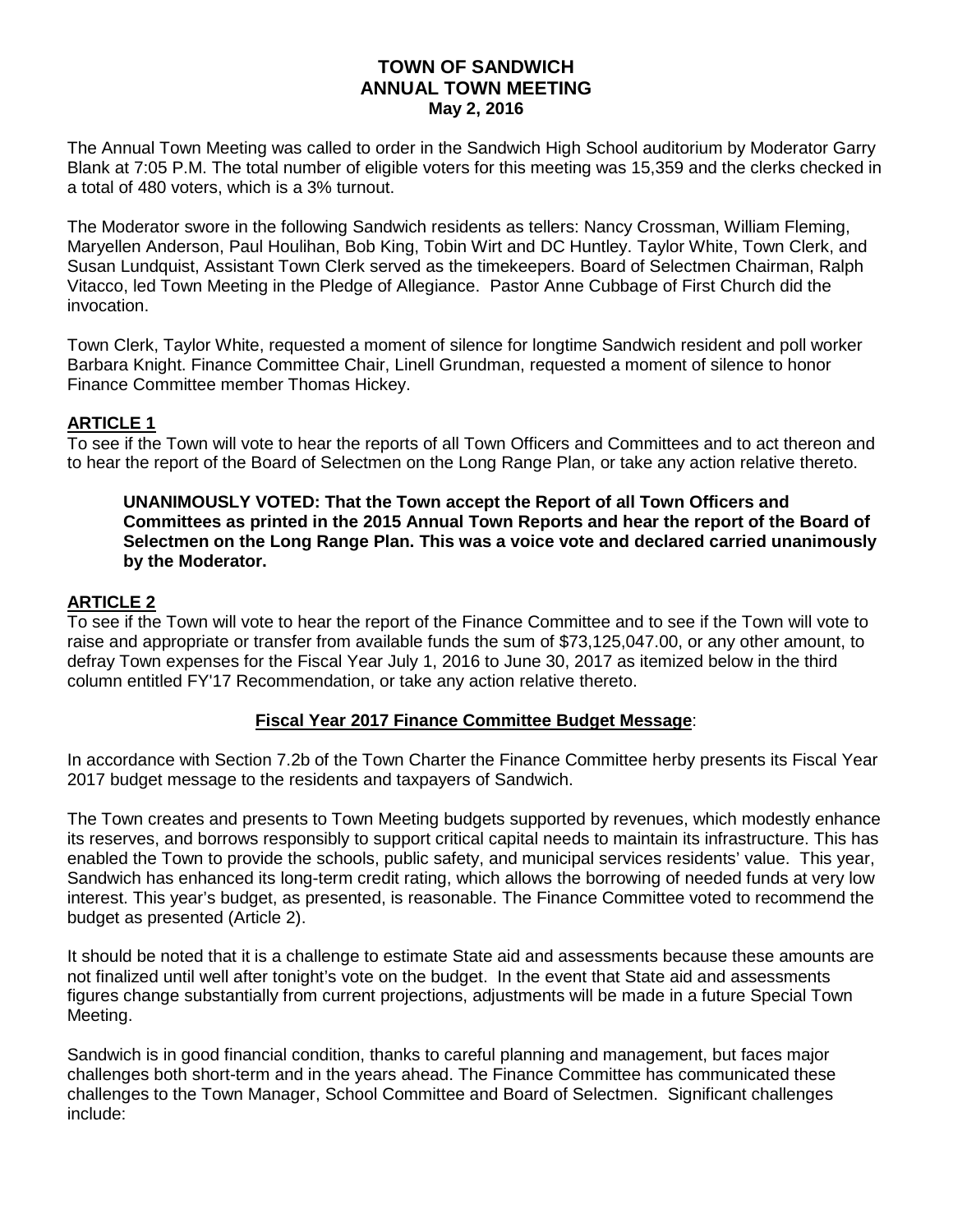# TOWN OF SANDWICH
## ANNUAL TOWN MEETING
### May 2, 2016

The Annual Town Meeting was called to order in the Sandwich High School auditorium by Moderator Garry Blank at 7:05 P.M. The total number of eligible voters for this meeting was 15,359 and the clerks checked in a total of 480 voters, which is a 3% turnout.

The Moderator swore in the following Sandwich residents as tellers: Nancy Crossman, William Fleming, Maryellen Anderson, Paul Houlihan, Bob King, Tobin Wirt and DC Huntley. Taylor White, Town Clerk, and Susan Lundquist, Assistant Town Clerk served as the timekeepers. Board of Selectmen Chairman, Ralph Vitacco, led Town Meeting in the Pledge of Allegiance. Pastor Anne Cubbage of First Church did the invocation.

Town Clerk, Taylor White, requested a moment of silence for longtime Sandwich resident and poll worker Barbara Knight. Finance Committee Chair, Linell Grundman, requested a moment of silence to honor Finance Committee member Thomas Hickey.

**ARTICLE 1**

To see if the Town will vote to hear the reports of all Town Officers and Committees and to act thereon and to hear the report of the Board of Selectmen on the Long Range Plan, or take any action relative thereto.

> **UNANIMOUSLY VOTED: That the Town accept the Report of all Town Officers and Committees as printed in the 2015 Annual Town Reports and hear the report of the Board of Selectmen on the Long Range Plan. This was a voice vote and declared carried unanimously by the Moderator.**

**ARTICLE 2**

To see if the Town will vote to hear the report of the Finance Committee and to see if the Town will vote to raise and appropriate or transfer from available funds the sum of $73,125,047.00, or any other amount, to defray Town expenses for the Fiscal Year July 1, 2016 to June 30, 2017 as itemized below in the third column entitled FY'17 Recommendation, or take any action relative thereto.

**Fiscal Year 2017 Finance Committee Budget Message**:

In accordance with Section 7.2b of the Town Charter the Finance Committee herby presents its Fiscal Year 2017 budget message to the residents and taxpayers of Sandwich.

The Town creates and presents to Town Meeting budgets supported by revenues, which modestly enhance its reserves, and borrows responsibly to support critical capital needs to maintain its infrastructure. This has enabled the Town to provide the schools, public safety, and municipal services residents' value. This year, Sandwich has enhanced its long-term credit rating, which allows the borrowing of needed funds at very low interest. This year's budget, as presented, is reasonable. The Finance Committee voted to recommend the budget as presented (Article 2).

It should be noted that it is a challenge to estimate State aid and assessments because these amounts are not finalized until well after tonight's vote on the budget. In the event that State aid and assessments figures change substantially from current projections, adjustments will be made in a future Special Town Meeting.

Sandwich is in good financial condition, thanks to careful planning and management, but faces major challenges both short-term and in the years ahead. The Finance Committee has communicated these challenges to the Town Manager, School Committee and Board of Selectmen. Significant challenges include: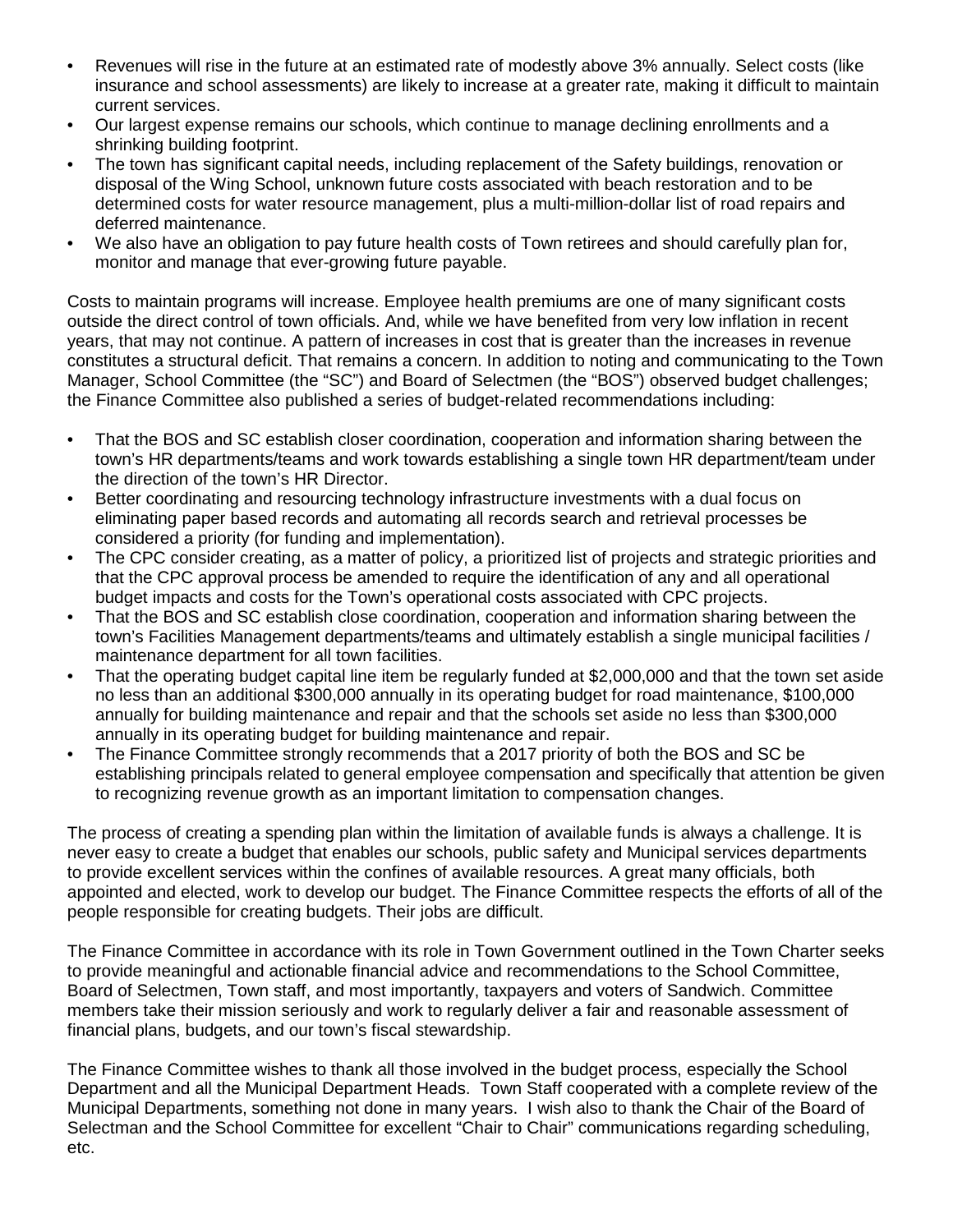- Revenues will rise in the future at an estimated rate of modestly above 3% annually. Select costs (like insurance and school assessments) are likely to increase at a greater rate, making it difficult to maintain current services.
- Our largest expense remains our schools, which continue to manage declining enrollments and a shrinking building footprint.
- The town has significant capital needs, including replacement of the Safety buildings, renovation or disposal of the Wing School, unknown future costs associated with beach restoration and to be determined costs for water resource management, plus a multi-million-dollar list of road repairs and deferred maintenance.
- We also have an obligation to pay future health costs of Town retirees and should carefully plan for, monitor and manage that ever-growing future payable.

Costs to maintain programs will increase. Employee health premiums are one of many significant costs outside the direct control of town officials. And, while we have benefited from very low inflation in recent years, that may not continue. A pattern of increases in cost that is greater than the increases in revenue constitutes a structural deficit. That remains a concern. In addition to noting and communicating to the Town Manager, School Committee (the "SC") and Board of Selectmen (the "BOS") observed budget challenges; the Finance Committee also published a series of budget-related recommendations including:

- That the BOS and SC establish closer coordination, cooperation and information sharing between the town's HR departments/teams and work towards establishing a single town HR department/team under the direction of the town's HR Director.
- Better coordinating and resourcing technology infrastructure investments with a dual focus on eliminating paper based records and automating all records search and retrieval processes be considered a priority (for funding and implementation).
- The CPC consider creating, as a matter of policy, a prioritized list of projects and strategic priorities and that the CPC approval process be amended to require the identification of any and all operational budget impacts and costs for the Town's operational costs associated with CPC projects.
- That the BOS and SC establish close coordination, cooperation and information sharing between the town's Facilities Management departments/teams and ultimately establish a single municipal facilities / maintenance department for all town facilities.
- That the operating budget capital line item be regularly funded at $2,000,000 and that the town set aside no less than an additional $300,000 annually in its operating budget for road maintenance, $100,000 annually for building maintenance and repair and that the schools set aside no less than $300,000 annually in its operating budget for building maintenance and repair.
- The Finance Committee strongly recommends that a 2017 priority of both the BOS and SC be establishing principals related to general employee compensation and specifically that attention be given to recognizing revenue growth as an important limitation to compensation changes.

The process of creating a spending plan within the limitation of available funds is always a challenge. It is never easy to create a budget that enables our schools, public safety and Municipal services departments to provide excellent services within the confines of available resources. A great many officials, both appointed and elected, work to develop our budget. The Finance Committee respects the efforts of all of the people responsible for creating budgets. Their jobs are difficult.

The Finance Committee in accordance with its role in Town Government outlined in the Town Charter seeks to provide meaningful and actionable financial advice and recommendations to the School Committee, Board of Selectmen, Town staff, and most importantly, taxpayers and voters of Sandwich. Committee members take their mission seriously and work to regularly deliver a fair and reasonable assessment of financial plans, budgets, and our town's fiscal stewardship.

The Finance Committee wishes to thank all those involved in the budget process, especially the School Department and all the Municipal Department Heads. Town Staff cooperated with a complete review of the Municipal Departments, something not done in many years. I wish also to thank the Chair of the Board of Selectman and the School Committee for excellent "Chair to Chair" communications regarding scheduling, etc.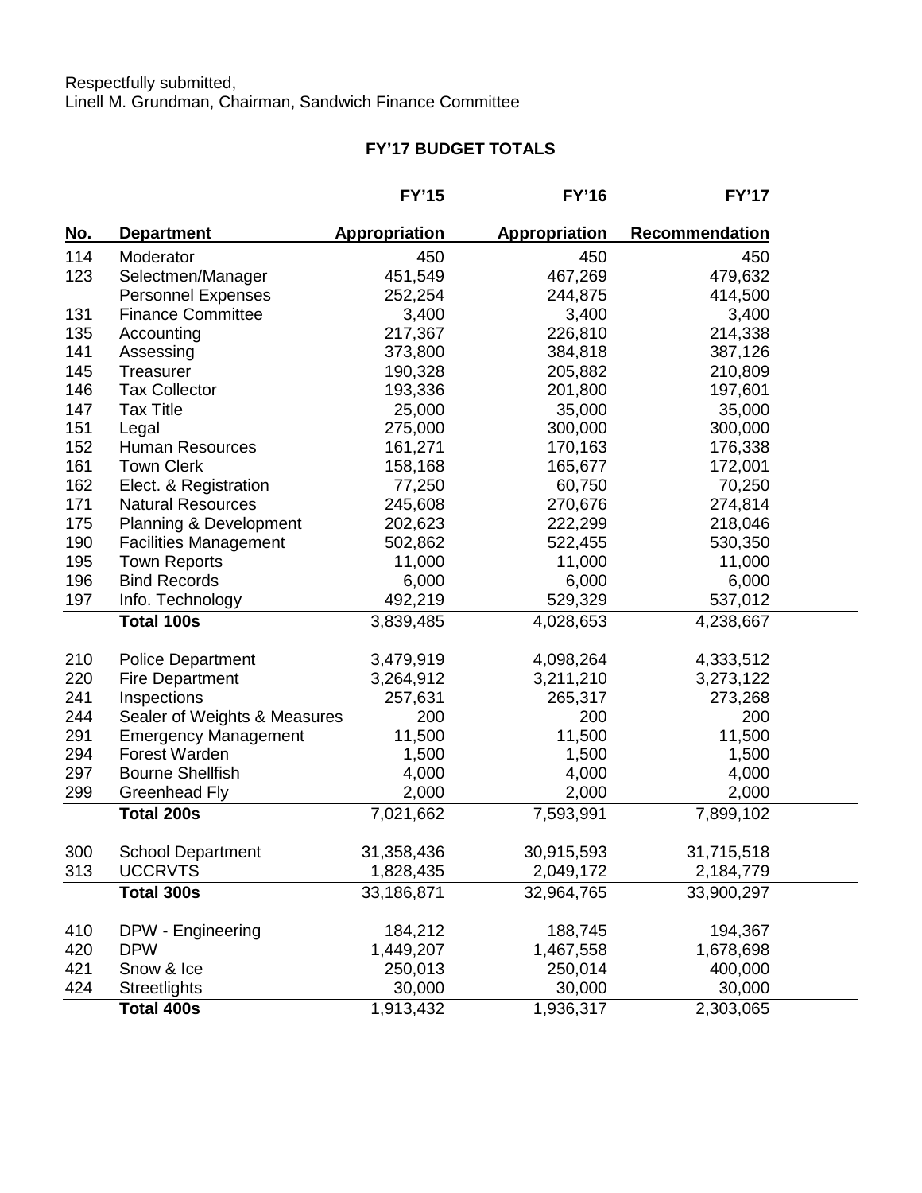Respectfully submitted,
Linell M. Grundman, Chairman, Sandwich Finance Committee

## FY'17 BUDGET TOTALS

| No. | Department | FY'15 Appropriation | FY'16 Appropriation | FY'17 Recommendation |
|---|---|---|---|---|
| 114 | Moderator | 450 | 450 | 450 |
| 123 | Selectmen/Manager | 451,549 | 467,269 | 479,632 |
| | Personnel Expenses | 252,254 | 244,875 | 414,500 |
| 131 | Finance Committee | 3,400 | 3,400 | 3,400 |
| 135 | Accounting | 217,367 | 226,810 | 214,338 |
| 141 | Assessing | 373,800 | 384,818 | 387,126 |
| 145 | Treasurer | 190,328 | 205,882 | 210,809 |
| 146 | Tax Collector | 193,336 | 201,800 | 197,601 |
| 147 | Tax Title | 25,000 | 35,000 | 35,000 |
| 151 | Legal | 275,000 | 300,000 | 300,000 |
| 152 | Human Resources | 161,271 | 170,163 | 176,338 |
| 161 | Town Clerk | 158,168 | 165,677 | 172,001 |
| 162 | Elect. & Registration | 77,250 | 60,750 | 70,250 |
| 171 | Natural Resources | 245,608 | 270,676 | 274,814 |
| 175 | Planning & Development | 202,623 | 222,299 | 218,046 |
| 190 | Facilities Management | 502,862 | 522,455 | 530,350 |
| 195 | Town Reports | 11,000 | 11,000 | 11,000 |
| 196 | Bind Records | 6,000 | 6,000 | 6,000 |
| 197 | Info. Technology | 492,219 | 529,329 | 537,012 |
| | **Total 100s** | 3,839,485 | 4,028,653 | 4,238,667 |
| 210 | Police Department | 3,479,919 | 4,098,264 | 4,333,512 |
| 220 | Fire Department | 3,264,912 | 3,211,210 | 3,273,122 |
| 241 | Inspections | 257,631 | 265,317 | 273,268 |
| 244 | Sealer of Weights & Measures | 200 | 200 | 200 |
| 291 | Emergency Management | 11,500 | 11,500 | 11,500 |
| 294 | Forest Warden | 1,500 | 1,500 | 1,500 |
| 297 | Bourne Shellfish | 4,000 | 4,000 | 4,000 |
| 299 | Greenhead Fly | 2,000 | 2,000 | 2,000 |
| | **Total 200s** | 7,021,662 | 7,593,991 | 7,899,102 |
| 300 | School Department | 31,358,436 | 30,915,593 | 31,715,518 |
| 313 | UCCRVTS | 1,828,435 | 2,049,172 | 2,184,779 |
| | **Total 300s** | 33,186,871 | 32,964,765 | 33,900,297 |
| 410 | DPW - Engineering | 184,212 | 188,745 | 194,367 |
| 420 | DPW | 1,449,207 | 1,467,558 | 1,678,698 |
| 421 | Snow & Ice | 250,013 | 250,014 | 400,000 |
| 424 | Streetlights | 30,000 | 30,000 | 30,000 |
| | **Total 400s** | 1,913,432 | 1,936,317 | 2,303,065 |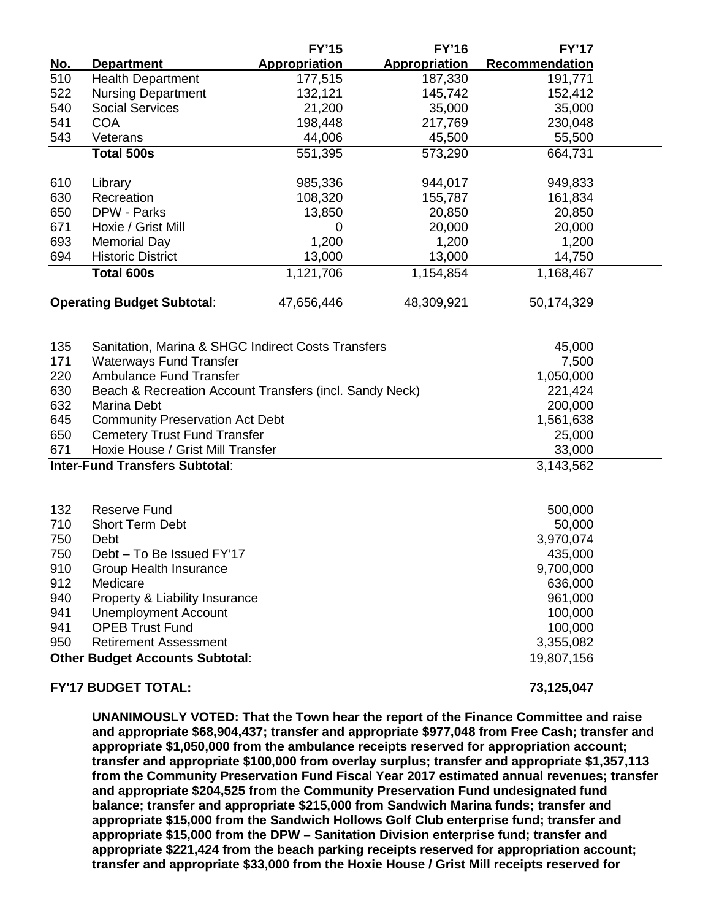| No. | Department | FY'15 Appropriation | FY'16 Appropriation | FY'17 Recommendation |
|---|---|---|---|---|
| 510 | Health Department | 177,515 | 187,330 | 191,771 |
| 522 | Nursing Department | 132,121 | 145,742 | 152,412 |
| 540 | Social Services | 21,200 | 35,000 | 35,000 |
| 541 | COA | 198,448 | 217,769 | 230,048 |
| 543 | Veterans | 44,006 | 45,500 | 55,500 |
| | **Total 500s** | 551,395 | 573,290 | 664,731 |
| 610 | Library | 985,336 | 944,017 | 949,833 |
| 630 | Recreation | 108,320 | 155,787 | 161,834 |
| 650 | DPW - Parks | 13,850 | 20,850 | 20,850 |
| 671 | Hoxie / Grist Mill | 0 | 20,000 | 20,000 |
| 693 | Memorial Day | 1,200 | 1,200 | 1,200 |
| 694 | Historic District | 13,000 | 13,000 | 14,750 |
| | **Total 600s** | 1,121,706 | 1,154,854 | 1,168,467 |
| | **Operating Budget Subtotal**: | 47,656,446 | 48,309,921 | 50,174,329 |

| No. | Account | FY'17 Recommendation |
|---|---|---|
| 135 | Sanitation, Marina & SHGC Indirect Costs Transfers | 45,000 |
| 171 | Waterways Fund Transfer | 7,500 |
| 220 | Ambulance Fund Transfer | 1,050,000 |
| 630 | Beach & Recreation Account Transfers (incl. Sandy Neck) | 221,424 |
| 632 | Marina Debt | 200,000 |
| 645 | Community Preservation Act Debt | 1,561,638 |
| 650 | Cemetery Trust Fund Transfer | 25,000 |
| 671 | Hoxie House / Grist Mill Transfer | 33,000 |
| | **Inter-Fund Transfers Subtotal**: | 3,143,562 |

| No. | Account | FY'17 Recommendation |
|---|---|---|
| 132 | Reserve Fund | 500,000 |
| 710 | Short Term Debt | 50,000 |
| 750 | Debt | 3,970,074 |
| 750 | Debt – To Be Issued FY'17 | 435,000 |
| 910 | Group Health Insurance | 9,700,000 |
| 912 | Medicare | 636,000 |
| 940 | Property & Liability Insurance | 961,000 |
| 941 | Unemployment Account | 100,000 |
| 941 | OPEB Trust Fund | 100,000 |
| 950 | Retirement Assessment | 3,355,082 |
| | **Other Budget Accounts Subtotal**: | 19,807,156 |

**FY'17 BUDGET TOTAL: 73,125,047**

**UNANIMOUSLY VOTED: That the Town hear the report of the Finance Committee and raise and appropriate $68,904,437; transfer and appropriate $977,048 from Free Cash; transfer and appropriate $1,050,000 from the ambulance receipts reserved for appropriation account; transfer and appropriate $100,000 from overlay surplus; transfer and appropriate $1,357,113 from the Community Preservation Fund Fiscal Year 2017 estimated annual revenues; transfer and appropriate $204,525 from the Community Preservation Fund undesignated fund balance; transfer and appropriate $215,000 from Sandwich Marina funds; transfer and appropriate $15,000 from the Sandwich Hollows Golf Club enterprise fund; transfer and appropriate $15,000 from the DPW – Sanitation Division enterprise fund; transfer and appropriate $221,424 from the beach parking receipts reserved for appropriation account; transfer and appropriate $33,000 from the Hoxie House / Grist Mill receipts reserved for**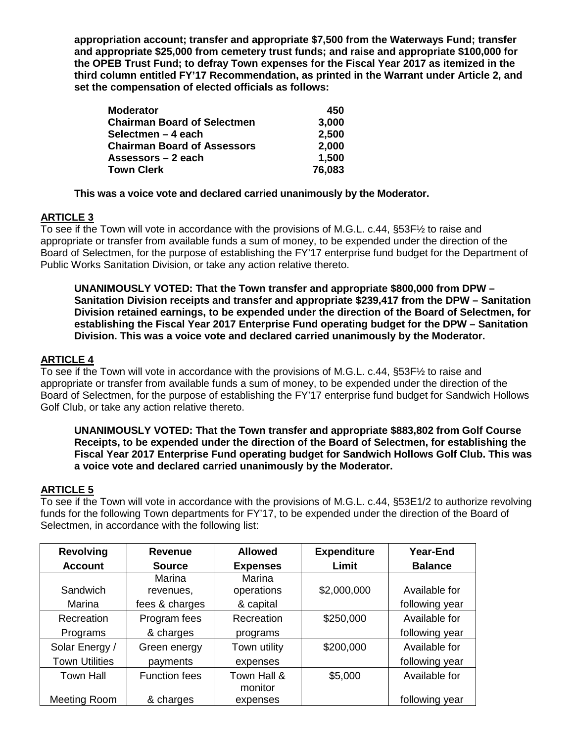**appropriation account; transfer and appropriate $7,500 from the Waterways Fund; transfer and appropriate $25,000 from cemetery trust funds; and raise and appropriate $100,000 for the OPEB Trust Fund; to defray Town expenses for the Fiscal Year 2017 as itemized in the third column entitled FY'17 Recommendation, as printed in the Warrant under Article 2, and set the compensation of elected officials as follows:**

| | |
|---|---:|
| **Moderator** | **450** |
| **Chairman Board of Selectmen** | **3,000** |
| **Selectmen – 4 each** | **2,500** |
| **Chairman Board of Assessors** | **2,000** |
| **Assessors – 2 each** | **1,500** |
| **Town Clerk** | **76,083** |

**This was a voice vote and declared carried unanimously by the Moderator.**

## ARTICLE 3

To see if the Town will vote in accordance with the provisions of M.G.L. c.44, §53F½ to raise and appropriate or transfer from available funds a sum of money, to be expended under the direction of the Board of Selectmen, for the purpose of establishing the FY'17 enterprise fund budget for the Department of Public Works Sanitation Division, or take any action relative thereto.

**UNANIMOUSLY VOTED: That the Town transfer and appropriate $800,000 from DPW – Sanitation Division receipts and transfer and appropriate $239,417 from the DPW – Sanitation Division retained earnings, to be expended under the direction of the Board of Selectmen, for establishing the Fiscal Year 2017 Enterprise Fund operating budget for the DPW – Sanitation Division. This was a voice vote and declared carried unanimously by the Moderator.**

## ARTICLE 4

To see if the Town will vote in accordance with the provisions of M.G.L. c.44, §53F½ to raise and appropriate or transfer from available funds a sum of money, to be expended under the direction of the Board of Selectmen, for the purpose of establishing the FY'17 enterprise fund budget for Sandwich Hollows Golf Club, or take any action relative thereto.

**UNANIMOUSLY VOTED: That the Town transfer and appropriate $883,802 from Golf Course Receipts, to be expended under the direction of the Board of Selectmen, for establishing the Fiscal Year 2017 Enterprise Fund operating budget for Sandwich Hollows Golf Club. This was a voice vote and declared carried unanimously by the Moderator.**

## ARTICLE 5

To see if the Town will vote in accordance with the provisions of M.G.L. c.44, §53E1/2 to authorize revolving funds for the following Town departments for FY'17, to be expended under the direction of the Board of Selectmen, in accordance with the following list:

| Revolving Account | Revenue Source | Allowed Expenses | Expenditure Limit | Year-End Balance |
|---|---|---|---|---|
| Sandwich Marina | Marina revenues, fees & charges | Marina operations & capital | $2,000,000 | Available for following year |
| Recreation Programs | Program fees & charges | Recreation programs | $250,000 | Available for following year |
| Solar Energy / Town Utilities | Green energy payments | Town utility expenses | $200,000 | Available for following year |
| Town Hall Meeting Room | Function fees & charges | Town Hall & monitor expenses | $5,000 | Available for following year |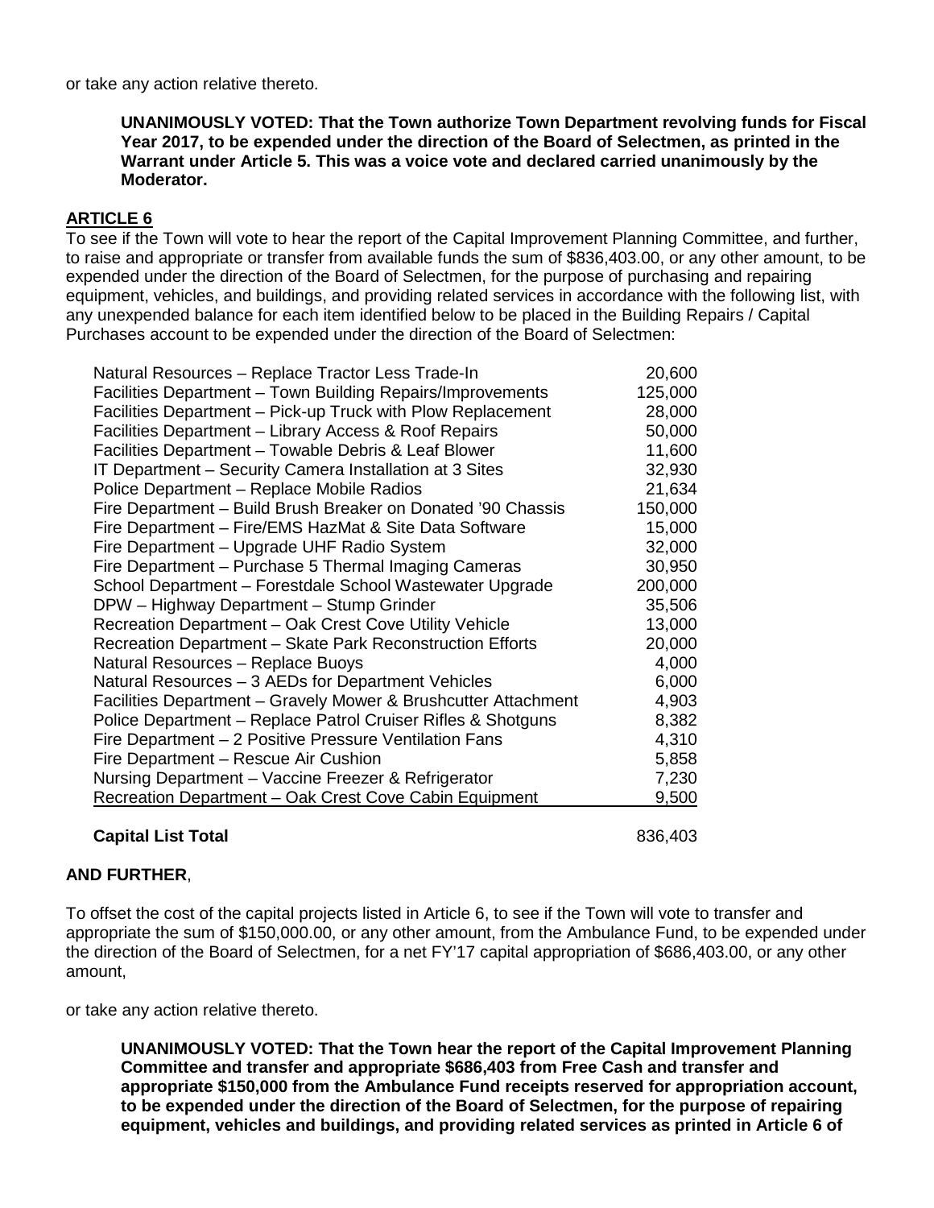or take any action relative thereto.

> **UNANIMOUSLY VOTED: That the Town authorize Town Department revolving funds for Fiscal Year 2017, to be expended under the direction of the Board of Selectmen, as printed in the Warrant under Article 5. This was a voice vote and declared carried unanimously by the Moderator.**

## ARTICLE 6

To see if the Town will vote to hear the report of the Capital Improvement Planning Committee, and further, to raise and appropriate or transfer from available funds the sum of $836,403.00, or any other amount, to be expended under the direction of the Board of Selectmen, for the purpose of purchasing and repairing equipment, vehicles, and buildings, and providing related services in accordance with the following list, with any unexpended balance for each item identified below to be placed in the Building Repairs / Capital Purchases account to be expended under the direction of the Board of Selectmen:

| Item | Amount |
|---|---|
| Natural Resources – Replace Tractor Less Trade-In | 20,600 |
| Facilities Department – Town Building Repairs/Improvements | 125,000 |
| Facilities Department – Pick-up Truck with Plow Replacement | 28,000 |
| Facilities Department – Library Access & Roof Repairs | 50,000 |
| Facilities Department – Towable Debris & Leaf Blower | 11,600 |
| IT Department – Security Camera Installation at 3 Sites | 32,930 |
| Police Department – Replace Mobile Radios | 21,634 |
| Fire Department – Build Brush Breaker on Donated '90 Chassis | 150,000 |
| Fire Department – Fire/EMS HazMat & Site Data Software | 15,000 |
| Fire Department – Upgrade UHF Radio System | 32,000 |
| Fire Department – Purchase 5 Thermal Imaging Cameras | 30,950 |
| School Department – Forestdale School Wastewater Upgrade | 200,000 |
| DPW – Highway Department – Stump Grinder | 35,506 |
| Recreation Department – Oak Crest Cove Utility Vehicle | 13,000 |
| Recreation Department – Skate Park Reconstruction Efforts | 20,000 |
| Natural Resources – Replace Buoys | 4,000 |
| Natural Resources – 3 AEDs for Department Vehicles | 6,000 |
| Facilities Department – Gravely Mower & Brushcutter Attachment | 4,903 |
| Police Department – Replace Patrol Cruiser Rifles & Shotguns | 8,382 |
| Fire Department – 2 Positive Pressure Ventilation Fans | 4,310 |
| Fire Department – Rescue Air Cushion | 5,858 |
| Nursing Department – Vaccine Freezer & Refrigerator | 7,230 |
| Recreation Department – Oak Crest Cove Cabin Equipment | 9,500 |
| **Capital List Total** | 836,403 |

**AND FURTHER**,

To offset the cost of the capital projects listed in Article 6, to see if the Town will vote to transfer and appropriate the sum of $150,000.00, or any other amount, from the Ambulance Fund, to be expended under the direction of the Board of Selectmen, for a net FY'17 capital appropriation of $686,403.00, or any other amount,

or take any action relative thereto.

> **UNANIMOUSLY VOTED: That the Town hear the report of the Capital Improvement Planning Committee and transfer and appropriate $686,403 from Free Cash and transfer and appropriate $150,000 from the Ambulance Fund receipts reserved for appropriation account, to be expended under the direction of the Board of Selectmen, for the purpose of repairing equipment, vehicles and buildings, and providing related services as printed in Article 6 of**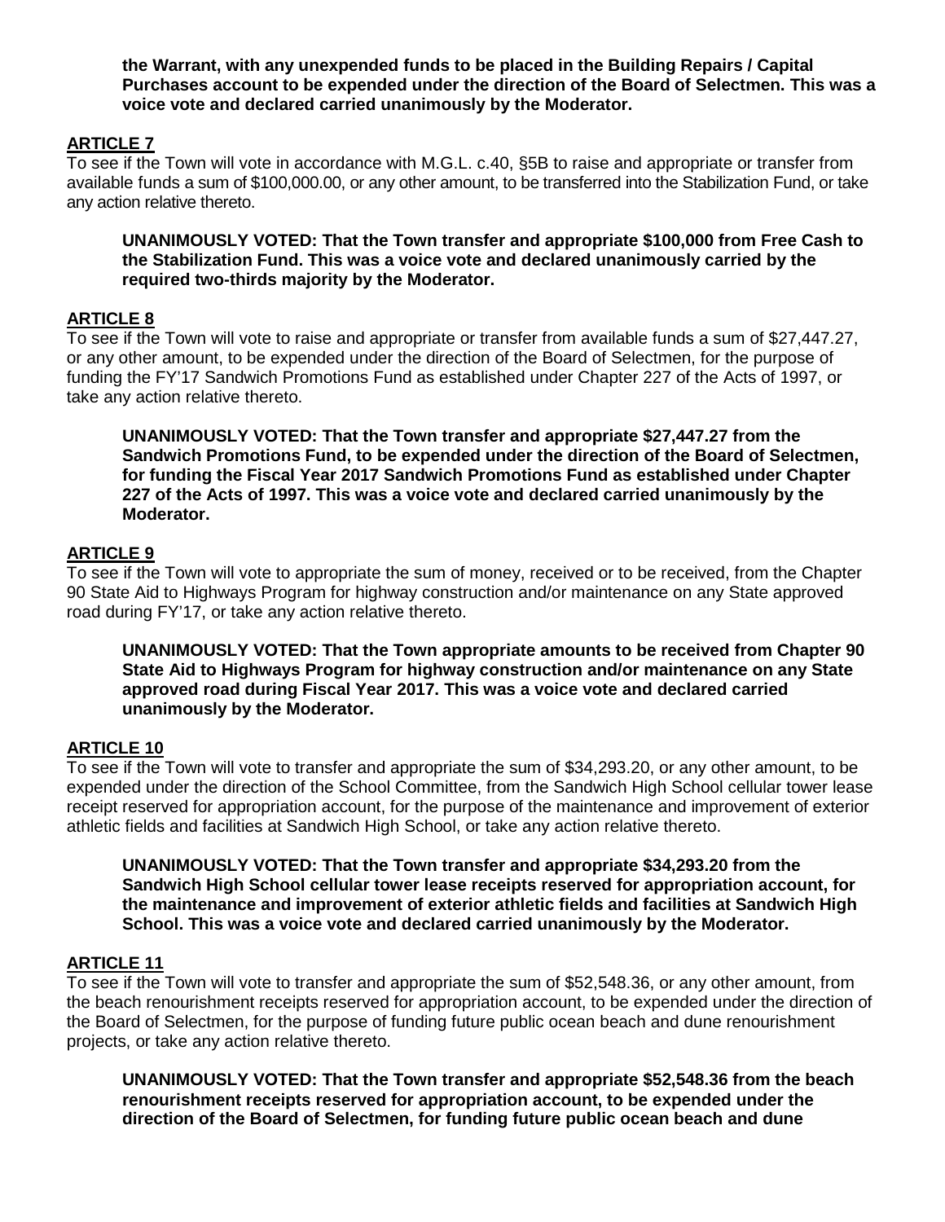**the Warrant, with any unexpended funds to be placed in the Building Repairs / Capital Purchases account to be expended under the direction of the Board of Selectmen. This was a voice vote and declared carried unanimously by the Moderator.**

## ARTICLE 7

To see if the Town will vote in accordance with M.G.L. c.40, §5B to raise and appropriate or transfer from available funds a sum of $100,000.00, or any other amount, to be transferred into the Stabilization Fund, or take any action relative thereto.

**UNANIMOUSLY VOTED: That the Town transfer and appropriate $100,000 from Free Cash to the Stabilization Fund. This was a voice vote and declared unanimously carried by the required two-thirds majority by the Moderator.**

## ARTICLE 8

To see if the Town will vote to raise and appropriate or transfer from available funds a sum of $27,447.27, or any other amount, to be expended under the direction of the Board of Selectmen, for the purpose of funding the FY'17 Sandwich Promotions Fund as established under Chapter 227 of the Acts of 1997, or take any action relative thereto.

**UNANIMOUSLY VOTED: That the Town transfer and appropriate $27,447.27 from the Sandwich Promotions Fund, to be expended under the direction of the Board of Selectmen, for funding the Fiscal Year 2017 Sandwich Promotions Fund as established under Chapter 227 of the Acts of 1997. This was a voice vote and declared carried unanimously by the Moderator.**

## ARTICLE 9

To see if the Town will vote to appropriate the sum of money, received or to be received, from the Chapter 90 State Aid to Highways Program for highway construction and/or maintenance on any State approved road during FY'17, or take any action relative thereto.

**UNANIMOUSLY VOTED: That the Town appropriate amounts to be received from Chapter 90 State Aid to Highways Program for highway construction and/or maintenance on any State approved road during Fiscal Year 2017. This was a voice vote and declared carried unanimously by the Moderator.**

## ARTICLE 10

To see if the Town will vote to transfer and appropriate the sum of $34,293.20, or any other amount, to be expended under the direction of the School Committee, from the Sandwich High School cellular tower lease receipt reserved for appropriation account, for the purpose of the maintenance and improvement of exterior athletic fields and facilities at Sandwich High School, or take any action relative thereto.

**UNANIMOUSLY VOTED: That the Town transfer and appropriate $34,293.20 from the Sandwich High School cellular tower lease receipts reserved for appropriation account, for the maintenance and improvement of exterior athletic fields and facilities at Sandwich High School. This was a voice vote and declared carried unanimously by the Moderator.**

## ARTICLE 11

To see if the Town will vote to transfer and appropriate the sum of $52,548.36, or any other amount, from the beach renourishment receipts reserved for appropriation account, to be expended under the direction of the Board of Selectmen, for the purpose of funding future public ocean beach and dune renourishment projects, or take any action relative thereto.

**UNANIMOUSLY VOTED: That the Town transfer and appropriate $52,548.36 from the beach renourishment receipts reserved for appropriation account, to be expended under the direction of the Board of Selectmen, for funding future public ocean beach and dune**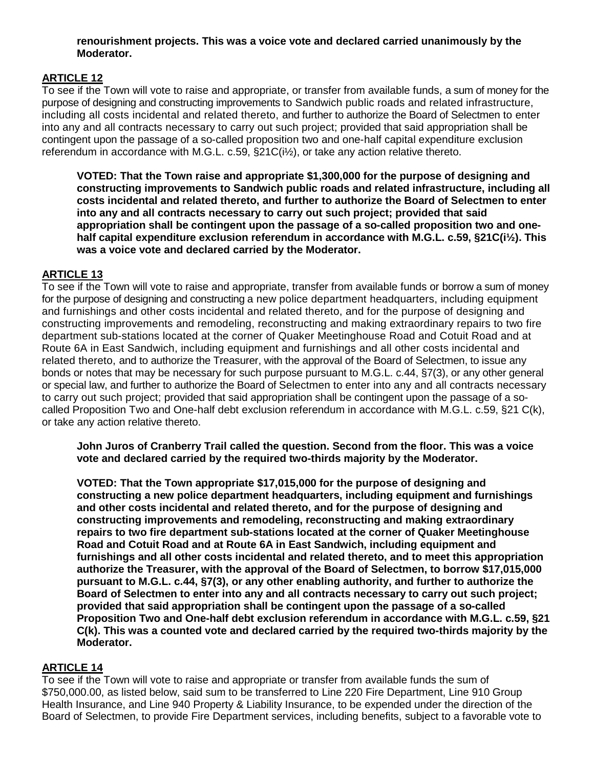**renourishment projects. This was a voice vote and declared carried unanimously by the Moderator.**

## ARTICLE 12

To see if the Town will vote to raise and appropriate, or transfer from available funds, a sum of money for the purpose of designing and constructing improvements to Sandwich public roads and related infrastructure, including all costs incidental and related thereto, and further to authorize the Board of Selectmen to enter into any and all contracts necessary to carry out such project; provided that said appropriation shall be contingent upon the passage of a so-called proposition two and one-half capital expenditure exclusion referendum in accordance with M.G.L. c.59, §21C(i½), or take any action relative thereto.

> **VOTED: That the Town raise and appropriate $1,300,000 for the purpose of designing and constructing improvements to Sandwich public roads and related infrastructure, including all costs incidental and related thereto, and further to authorize the Board of Selectmen to enter into any and all contracts necessary to carry out such project; provided that said appropriation shall be contingent upon the passage of a so-called proposition two and one-half capital expenditure exclusion referendum in accordance with M.G.L. c.59, §21C(i½). This was a voice vote and declared carried by the Moderator.**

## ARTICLE 13

To see if the Town will vote to raise and appropriate, transfer from available funds or borrow a sum of money for the purpose of designing and constructing a new police department headquarters, including equipment and furnishings and other costs incidental and related thereto, and for the purpose of designing and constructing improvements and remodeling, reconstructing and making extraordinary repairs to two fire department sub-stations located at the corner of Quaker Meetinghouse Road and Cotuit Road and at Route 6A in East Sandwich, including equipment and furnishings and all other costs incidental and related thereto, and to authorize the Treasurer, with the approval of the Board of Selectmen, to issue any bonds or notes that may be necessary for such purpose pursuant to M.G.L. c.44, §7(3), or any other general or special law, and further to authorize the Board of Selectmen to enter into any and all contracts necessary to carry out such project; provided that said appropriation shall be contingent upon the passage of a so-called Proposition Two and One-half debt exclusion referendum in accordance with M.G.L. c.59, §21 C(k), or take any action relative thereto.

> **John Juros of Cranberry Trail called the question. Second from the floor. This was a voice vote and declared carried by the required two-thirds majority by the Moderator.**
>
> **VOTED: That the Town appropriate $17,015,000 for the purpose of designing and constructing a new police department headquarters, including equipment and furnishings and other costs incidental and related thereto, and for the purpose of designing and constructing improvements and remodeling, reconstructing and making extraordinary repairs to two fire department sub-stations located at the corner of Quaker Meetinghouse Road and Cotuit Road and at Route 6A in East Sandwich, including equipment and furnishings and all other costs incidental and related thereto, and to meet this appropriation authorize the Treasurer, with the approval of the Board of Selectmen, to borrow $17,015,000 pursuant to M.G.L. c.44, §7(3), or any other enabling authority, and further to authorize the Board of Selectmen to enter into any and all contracts necessary to carry out such project; provided that said appropriation shall be contingent upon the passage of a so-called Proposition Two and One-half debt exclusion referendum in accordance with M.G.L. c.59, §21 C(k). This was a counted vote and declared carried by the required two-thirds majority by the Moderator.**

## ARTICLE 14

To see if the Town will vote to raise and appropriate or transfer from available funds the sum of $750,000.00, as listed below, said sum to be transferred to Line 220 Fire Department, Line 910 Group Health Insurance, and Line 940 Property & Liability Insurance, to be expended under the direction of the Board of Selectmen, to provide Fire Department services, including benefits, subject to a favorable vote to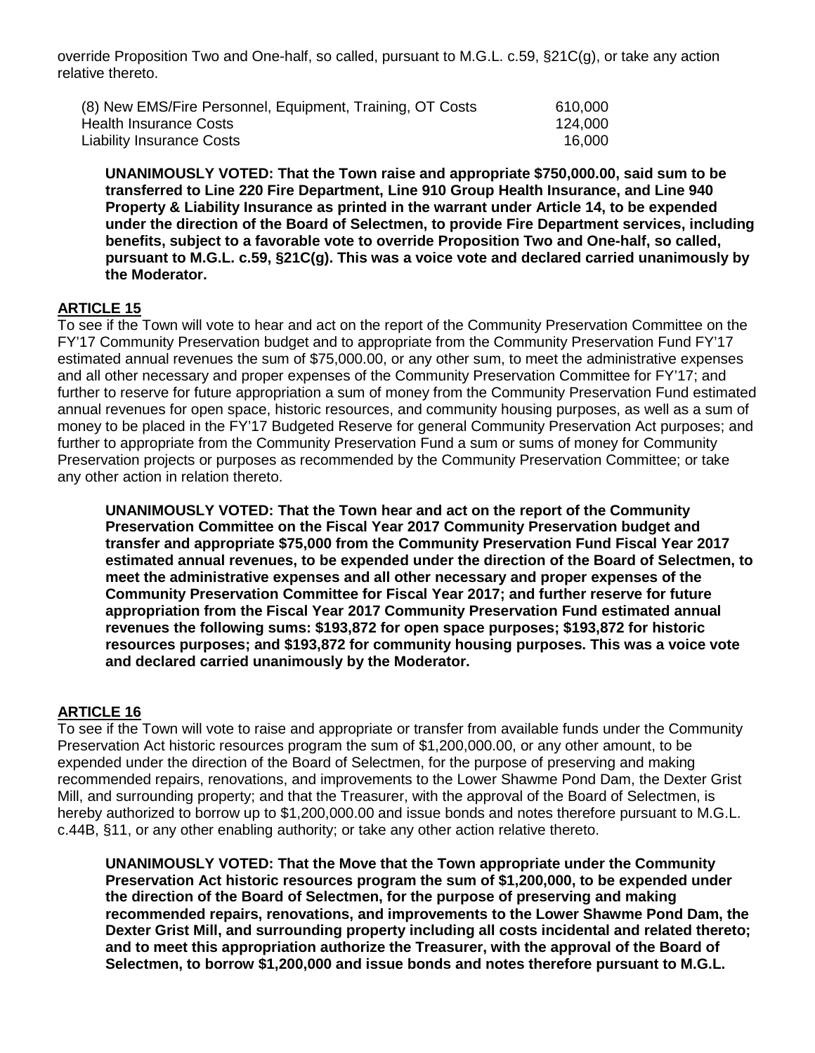override Proposition Two and One-half, so called, pursuant to M.G.L. c.59, §21C(g), or take any action relative thereto.

| | |
|---|---|
| (8) New EMS/Fire Personnel, Equipment, Training, OT Costs | 610,000 |
| Health Insurance Costs | 124,000 |
| Liability Insurance Costs | 16,000 |

**UNANIMOUSLY VOTED: That the Town raise and appropriate $750,000.00, said sum to be transferred to Line 220 Fire Department, Line 910 Group Health Insurance, and Line 940 Property & Liability Insurance as printed in the warrant under Article 14, to be expended under the direction of the Board of Selectmen, to provide Fire Department services, including benefits, subject to a favorable vote to override Proposition Two and One-half, so called, pursuant to M.G.L. c.59, §21C(g). This was a voice vote and declared carried unanimously by the Moderator.**

## ARTICLE 15

To see if the Town will vote to hear and act on the report of the Community Preservation Committee on the FY'17 Community Preservation budget and to appropriate from the Community Preservation Fund FY'17 estimated annual revenues the sum of $75,000.00, or any other sum, to meet the administrative expenses and all other necessary and proper expenses of the Community Preservation Committee for FY'17; and further to reserve for future appropriation a sum of money from the Community Preservation Fund estimated annual revenues for open space, historic resources, and community housing purposes, as well as a sum of money to be placed in the FY'17 Budgeted Reserve for general Community Preservation Act purposes; and further to appropriate from the Community Preservation Fund a sum or sums of money for Community Preservation projects or purposes as recommended by the Community Preservation Committee; or take any other action in relation thereto.

**UNANIMOUSLY VOTED: That the Town hear and act on the report of the Community Preservation Committee on the Fiscal Year 2017 Community Preservation budget and transfer and appropriate $75,000 from the Community Preservation Fund Fiscal Year 2017 estimated annual revenues, to be expended under the direction of the Board of Selectmen, to meet the administrative expenses and all other necessary and proper expenses of the Community Preservation Committee for Fiscal Year 2017; and further reserve for future appropriation from the Fiscal Year 2017 Community Preservation Fund estimated annual revenues the following sums: $193,872 for open space purposes; $193,872 for historic resources purposes; and $193,872 for community housing purposes. This was a voice vote and declared carried unanimously by the Moderator.**

## ARTICLE 16

To see if the Town will vote to raise and appropriate or transfer from available funds under the Community Preservation Act historic resources program the sum of $1,200,000.00, or any other amount, to be expended under the direction of the Board of Selectmen, for the purpose of preserving and making recommended repairs, renovations, and improvements to the Lower Shawme Pond Dam, the Dexter Grist Mill, and surrounding property; and that the Treasurer, with the approval of the Board of Selectmen, is hereby authorized to borrow up to $1,200,000.00 and issue bonds and notes therefore pursuant to M.G.L. c.44B, §11, or any other enabling authority; or take any other action relative thereto.

**UNANIMOUSLY VOTED: That the Move that the Town appropriate under the Community Preservation Act historic resources program the sum of $1,200,000, to be expended under the direction of the Board of Selectmen, for the purpose of preserving and making recommended repairs, renovations, and improvements to the Lower Shawme Pond Dam, the Dexter Grist Mill, and surrounding property including all costs incidental and related thereto; and to meet this appropriation authorize the Treasurer, with the approval of the Board of Selectmen, to borrow $1,200,000 and issue bonds and notes therefore pursuant to M.G.L.**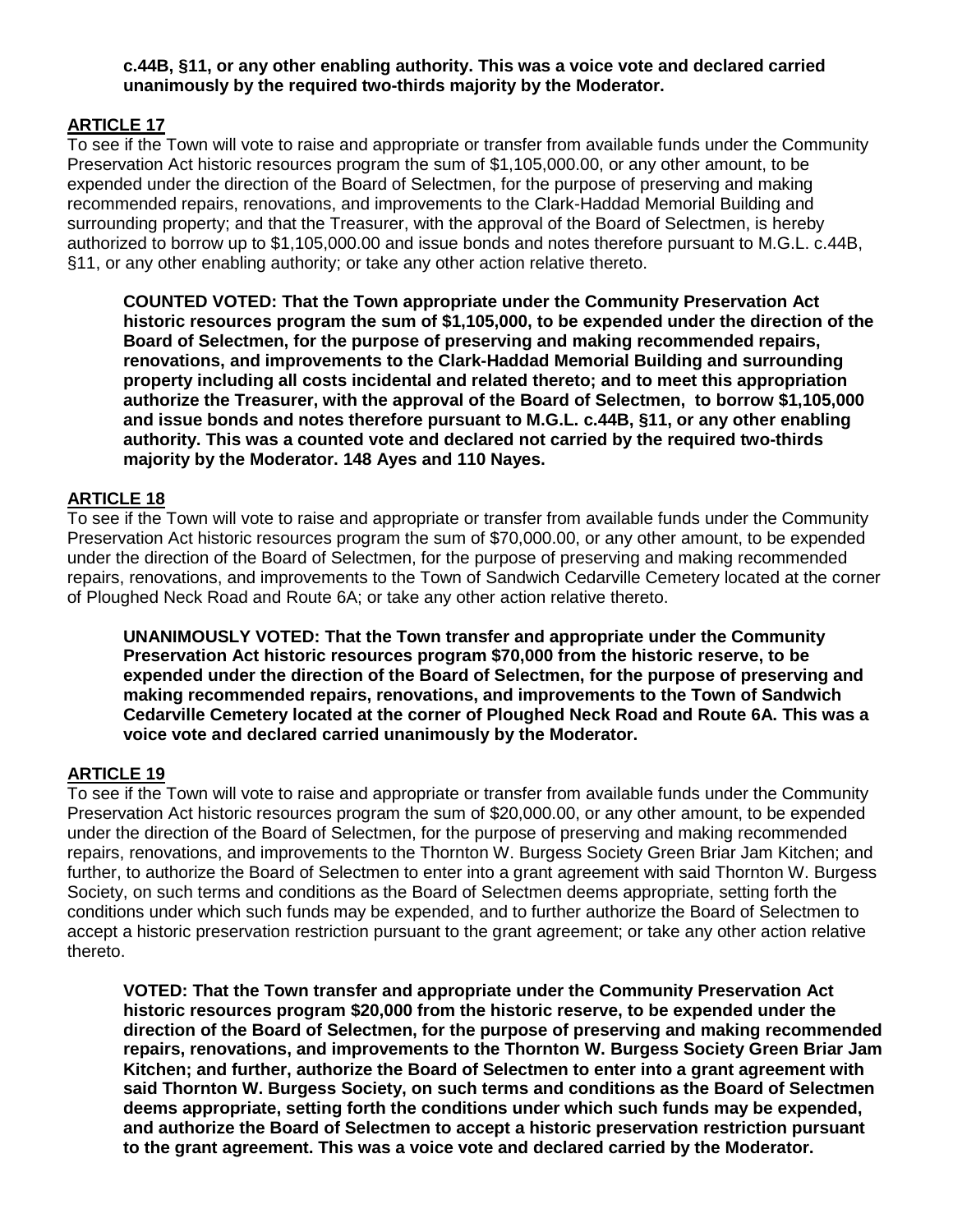**c.44B, §11, or any other enabling authority. This was a voice vote and declared carried unanimously by the required two-thirds majority by the Moderator.**

## ARTICLE 17

To see if the Town will vote to raise and appropriate or transfer from available funds under the Community Preservation Act historic resources program the sum of $1,105,000.00, or any other amount, to be expended under the direction of the Board of Selectmen, for the purpose of preserving and making recommended repairs, renovations, and improvements to the Clark-Haddad Memorial Building and surrounding property; and that the Treasurer, with the approval of the Board of Selectmen, is hereby authorized to borrow up to $1,105,000.00 and issue bonds and notes therefore pursuant to M.G.L. c.44B, §11, or any other enabling authority; or take any other action relative thereto.

**COUNTED VOTED: That the Town appropriate under the Community Preservation Act historic resources program the sum of $1,105,000, to be expended under the direction of the Board of Selectmen, for the purpose of preserving and making recommended repairs, renovations, and improvements to the Clark-Haddad Memorial Building and surrounding property including all costs incidental and related thereto; and to meet this appropriation authorize the Treasurer, with the approval of the Board of Selectmen, to borrow $1,105,000 and issue bonds and notes therefore pursuant to M.G.L. c.44B, §11, or any other enabling authority. This was a counted vote and declared not carried by the required two-thirds majority by the Moderator. 148 Ayes and 110 Nayes.**

## ARTICLE 18

To see if the Town will vote to raise and appropriate or transfer from available funds under the Community Preservation Act historic resources program the sum of $70,000.00, or any other amount, to be expended under the direction of the Board of Selectmen, for the purpose of preserving and making recommended repairs, renovations, and improvements to the Town of Sandwich Cedarville Cemetery located at the corner of Ploughed Neck Road and Route 6A; or take any other action relative thereto.

**UNANIMOUSLY VOTED: That the Town transfer and appropriate under the Community Preservation Act historic resources program $70,000 from the historic reserve, to be expended under the direction of the Board of Selectmen, for the purpose of preserving and making recommended repairs, renovations, and improvements to the Town of Sandwich Cedarville Cemetery located at the corner of Ploughed Neck Road and Route 6A. This was a voice vote and declared carried unanimously by the Moderator.**

## ARTICLE 19

To see if the Town will vote to raise and appropriate or transfer from available funds under the Community Preservation Act historic resources program the sum of $20,000.00, or any other amount, to be expended under the direction of the Board of Selectmen, for the purpose of preserving and making recommended repairs, renovations, and improvements to the Thornton W. Burgess Society Green Briar Jam Kitchen; and further, to authorize the Board of Selectmen to enter into a grant agreement with said Thornton W. Burgess Society, on such terms and conditions as the Board of Selectmen deems appropriate, setting forth the conditions under which such funds may be expended, and to further authorize the Board of Selectmen to accept a historic preservation restriction pursuant to the grant agreement; or take any other action relative thereto.

**VOTED: That the Town transfer and appropriate under the Community Preservation Act historic resources program $20,000 from the historic reserve, to be expended under the direction of the Board of Selectmen, for the purpose of preserving and making recommended repairs, renovations, and improvements to the Thornton W. Burgess Society Green Briar Jam Kitchen; and further, authorize the Board of Selectmen to enter into a grant agreement with said Thornton W. Burgess Society, on such terms and conditions as the Board of Selectmen deems appropriate, setting forth the conditions under which such funds may be expended, and authorize the Board of Selectmen to accept a historic preservation restriction pursuant to the grant agreement. This was a voice vote and declared carried by the Moderator.**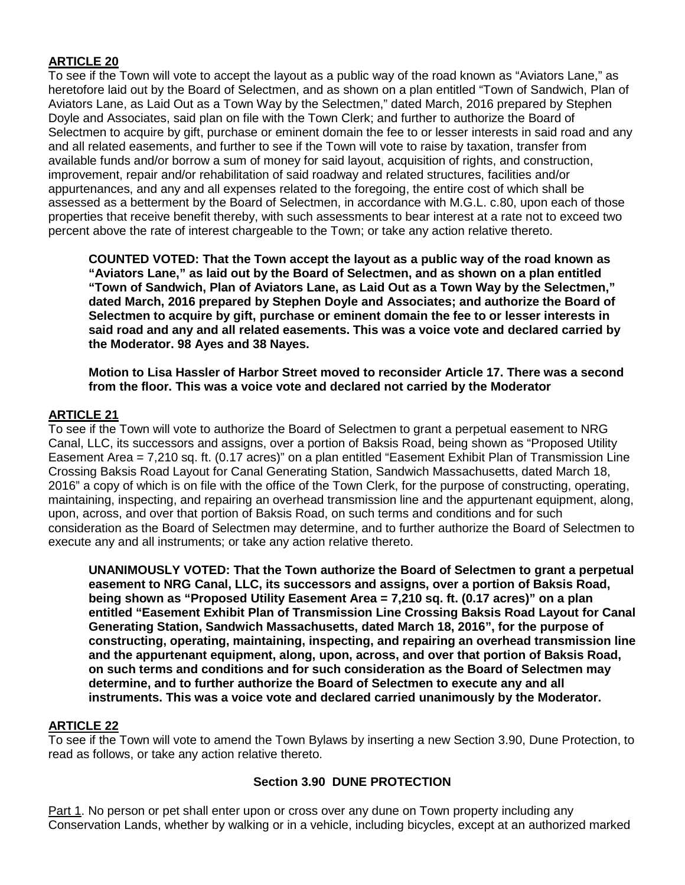## ARTICLE 20

To see if the Town will vote to accept the layout as a public way of the road known as "Aviators Lane," as heretofore laid out by the Board of Selectmen, and as shown on a plan entitled "Town of Sandwich, Plan of Aviators Lane, as Laid Out as a Town Way by the Selectmen," dated March, 2016 prepared by Stephen Doyle and Associates, said plan on file with the Town Clerk; and further to authorize the Board of Selectmen to acquire by gift, purchase or eminent domain the fee to or lesser interests in said road and any and all related easements, and further to see if the Town will vote to raise by taxation, transfer from available funds and/or borrow a sum of money for said layout, acquisition of rights, and construction, improvement, repair and/or rehabilitation of said roadway and related structures, facilities and/or appurtenances, and any and all expenses related to the foregoing, the entire cost of which shall be assessed as a betterment by the Board of Selectmen, in accordance with M.G.L. c.80, upon each of those properties that receive benefit thereby, with such assessments to bear interest at a rate not to exceed two percent above the rate of interest chargeable to the Town; or take any action relative thereto.

**COUNTED VOTED: That the Town accept the layout as a public way of the road known as "Aviators Lane," as laid out by the Board of Selectmen, and as shown on a plan entitled "Town of Sandwich, Plan of Aviators Lane, as Laid Out as a Town Way by the Selectmen," dated March, 2016 prepared by Stephen Doyle and Associates; and authorize the Board of Selectmen to acquire by gift, purchase or eminent domain the fee to or lesser interests in said road and any and all related easements. This was a voice vote and declared carried by the Moderator. 98 Ayes and 38 Nayes.**

**Motion to Lisa Hassler of Harbor Street moved to reconsider Article 17. There was a second from the floor. This was a voice vote and declared not carried by the Moderator**

## ARTICLE 21

To see if the Town will vote to authorize the Board of Selectmen to grant a perpetual easement to NRG Canal, LLC, its successors and assigns, over a portion of Baksis Road, being shown as "Proposed Utility Easement Area = 7,210 sq. ft. (0.17 acres)" on a plan entitled "Easement Exhibit Plan of Transmission Line Crossing Baksis Road Layout for Canal Generating Station, Sandwich Massachusetts, dated March 18, 2016" a copy of which is on file with the office of the Town Clerk, for the purpose of constructing, operating, maintaining, inspecting, and repairing an overhead transmission line and the appurtenant equipment, along, upon, across, and over that portion of Baksis Road, on such terms and conditions and for such consideration as the Board of Selectmen may determine, and to further authorize the Board of Selectmen to execute any and all instruments; or take any action relative thereto.

**UNANIMOUSLY VOTED: That the Town authorize the Board of Selectmen to grant a perpetual easement to NRG Canal, LLC, its successors and assigns, over a portion of Baksis Road, being shown as "Proposed Utility Easement Area = 7,210 sq. ft. (0.17 acres)" on a plan entitled "Easement Exhibit Plan of Transmission Line Crossing Baksis Road Layout for Canal Generating Station, Sandwich Massachusetts, dated March 18, 2016", for the purpose of constructing, operating, maintaining, inspecting, and repairing an overhead transmission line and the appurtenant equipment, along, upon, across, and over that portion of Baksis Road, on such terms and conditions and for such consideration as the Board of Selectmen may determine, and to further authorize the Board of Selectmen to execute any and all instruments. This was a voice vote and declared carried unanimously by the Moderator.**

## ARTICLE 22

To see if the Town will vote to amend the Town Bylaws by inserting a new Section 3.90, Dune Protection, to read as follows, or take any action relative thereto.

### Section 3.90 DUNE PROTECTION

Part 1. No person or pet shall enter upon or cross over any dune on Town property including any Conservation Lands, whether by walking or in a vehicle, including bicycles, except at an authorized marked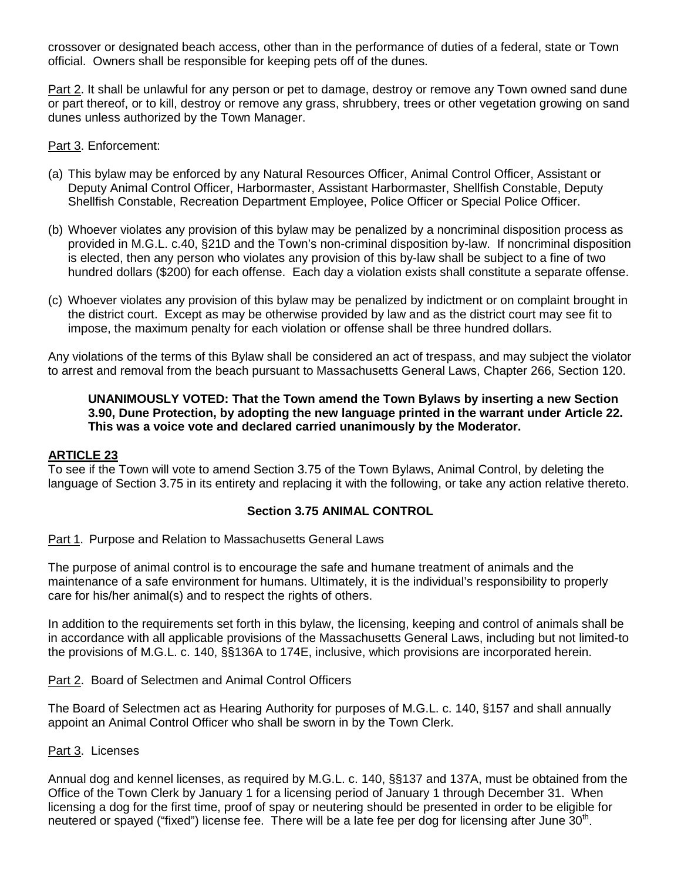crossover or designated beach access, other than in the performance of duties of a federal, state or Town official. Owners shall be responsible for keeping pets off of the dunes.

Part 2. It shall be unlawful for any person or pet to damage, destroy or remove any Town owned sand dune or part thereof, or to kill, destroy or remove any grass, shrubbery, trees or other vegetation growing on sand dunes unless authorized by the Town Manager.

Part 3. Enforcement:

(a) This bylaw may be enforced by any Natural Resources Officer, Animal Control Officer, Assistant or Deputy Animal Control Officer, Harbormaster, Assistant Harbormaster, Shellfish Constable, Deputy Shellfish Constable, Recreation Department Employee, Police Officer or Special Police Officer.

(b) Whoever violates any provision of this bylaw may be penalized by a noncriminal disposition process as provided in M.G.L. c.40, §21D and the Town's non-criminal disposition by-law. If noncriminal disposition is elected, then any person who violates any provision of this by-law shall be subject to a fine of two hundred dollars ($200) for each offense. Each day a violation exists shall constitute a separate offense.

(c) Whoever violates any provision of this bylaw may be penalized by indictment or on complaint brought in the district court. Except as may be otherwise provided by law and as the district court may see fit to impose, the maximum penalty for each violation or offense shall be three hundred dollars.

Any violations of the terms of this Bylaw shall be considered an act of trespass, and may subject the violator to arrest and removal from the beach pursuant to Massachusetts General Laws, Chapter 266, Section 120.

> **UNANIMOUSLY VOTED: That the Town amend the Town Bylaws by inserting a new Section 3.90, Dune Protection, by adopting the new language printed in the warrant under Article 22. This was a voice vote and declared carried unanimously by the Moderator.**

## ARTICLE 23

To see if the Town will vote to amend Section 3.75 of the Town Bylaws, Animal Control, by deleting the language of Section 3.75 in its entirety and replacing it with the following, or take any action relative thereto.

### Section 3.75 ANIMAL CONTROL

Part 1. Purpose and Relation to Massachusetts General Laws

The purpose of animal control is to encourage the safe and humane treatment of animals and the maintenance of a safe environment for humans. Ultimately, it is the individual's responsibility to properly care for his/her animal(s) and to respect the rights of others.

In addition to the requirements set forth in this bylaw, the licensing, keeping and control of animals shall be in accordance with all applicable provisions of the Massachusetts General Laws, including but not limited-to the provisions of M.G.L. c. 140, §§136A to 174E, inclusive, which provisions are incorporated herein.

Part 2. Board of Selectmen and Animal Control Officers

The Board of Selectmen act as Hearing Authority for purposes of M.G.L. c. 140, §157 and shall annually appoint an Animal Control Officer who shall be sworn in by the Town Clerk.

Part 3. Licenses

Annual dog and kennel licenses, as required by M.G.L. c. 140, §§137 and 137A, must be obtained from the Office of the Town Clerk by January 1 for a licensing period of January 1 through December 31. When licensing a dog for the first time, proof of spay or neutering should be presented in order to be eligible for neutered or spayed ("fixed") license fee. There will be a late fee per dog for licensing after June 30th.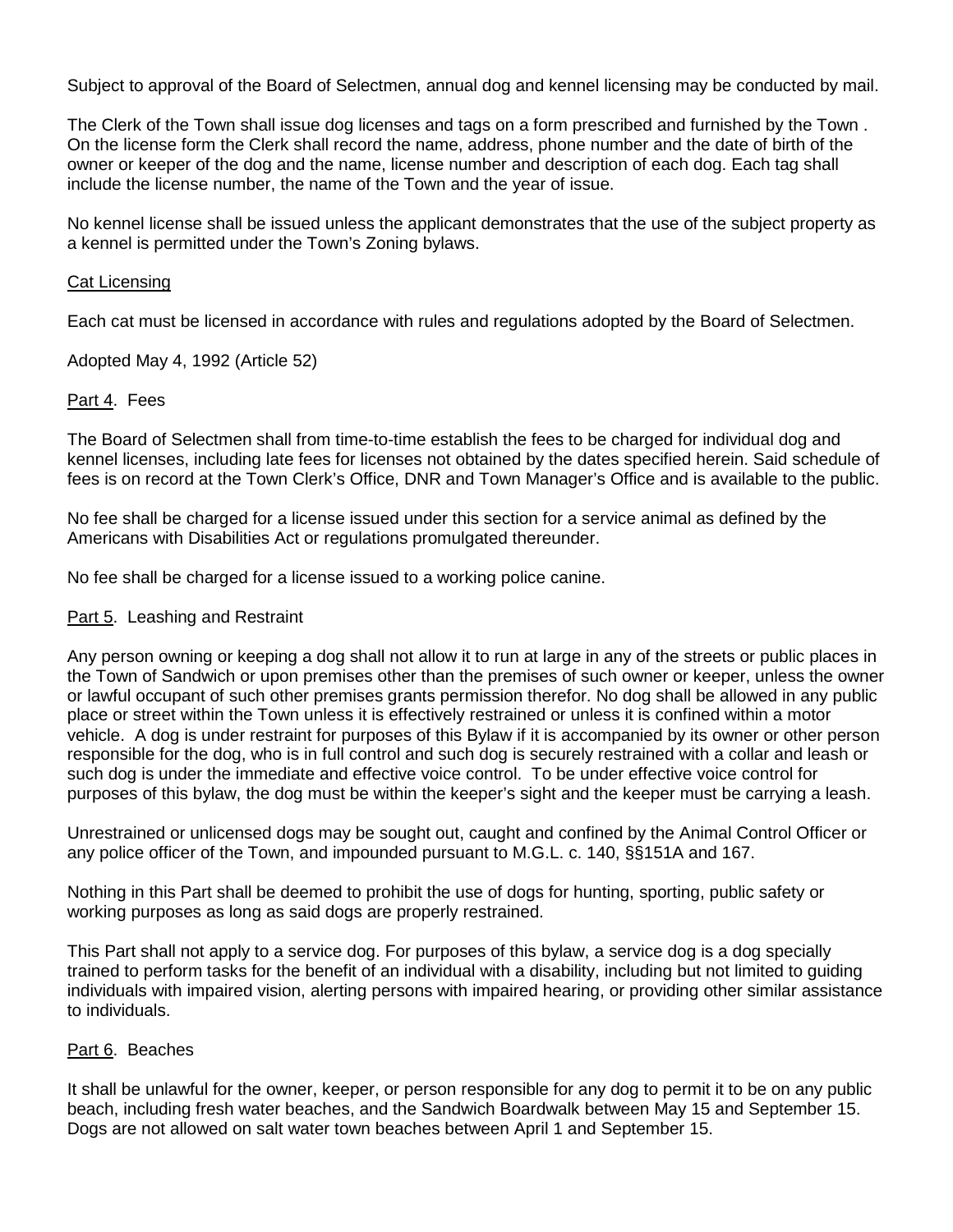Subject to approval of the Board of Selectmen, annual dog and kennel licensing may be conducted by mail.

The Clerk of the Town shall issue dog licenses and tags on a form prescribed and furnished by the Town . On the license form the Clerk shall record the name, address, phone number and the date of birth of the owner or keeper of the dog and the name, license number and description of each dog. Each tag shall include the license number, the name of the Town and the year of issue.

No kennel license shall be issued unless the applicant demonstrates that the use of the subject property as a kennel is permitted under the Town's Zoning bylaws.

<u>Cat Licensing</u>

Each cat must be licensed in accordance with rules and regulations adopted by the Board of Selectmen.

Adopted May 4, 1992 (Article 52)

<u>Part 4</u>. Fees

The Board of Selectmen shall from time-to-time establish the fees to be charged for individual dog and kennel licenses, including late fees for licenses not obtained by the dates specified herein. Said schedule of fees is on record at the Town Clerk's Office, DNR and Town Manager's Office and is available to the public.

No fee shall be charged for a license issued under this section for a service animal as defined by the Americans with Disabilities Act or regulations promulgated thereunder.

No fee shall be charged for a license issued to a working police canine.

<u>Part 5</u>. Leashing and Restraint

Any person owning or keeping a dog shall not allow it to run at large in any of the streets or public places in the Town of Sandwich or upon premises other than the premises of such owner or keeper, unless the owner or lawful occupant of such other premises grants permission therefor. No dog shall be allowed in any public place or street within the Town unless it is effectively restrained or unless it is confined within a motor vehicle. A dog is under restraint for purposes of this Bylaw if it is accompanied by its owner or other person responsible for the dog, who is in full control and such dog is securely restrained with a collar and leash or such dog is under the immediate and effective voice control. To be under effective voice control for purposes of this bylaw, the dog must be within the keeper's sight and the keeper must be carrying a leash.

Unrestrained or unlicensed dogs may be sought out, caught and confined by the Animal Control Officer or any police officer of the Town, and impounded pursuant to M.G.L. c. 140, §§151A and 167.

Nothing in this Part shall be deemed to prohibit the use of dogs for hunting, sporting, public safety or working purposes as long as said dogs are properly restrained.

This Part shall not apply to a service dog. For purposes of this bylaw, a service dog is a dog specially trained to perform tasks for the benefit of an individual with a disability, including but not limited to guiding individuals with impaired vision, alerting persons with impaired hearing, or providing other similar assistance to individuals.

<u>Part 6</u>. Beaches

It shall be unlawful for the owner, keeper, or person responsible for any dog to permit it to be on any public beach, including fresh water beaches, and the Sandwich Boardwalk between May 15 and September 15. Dogs are not allowed on salt water town beaches between April 1 and September 15.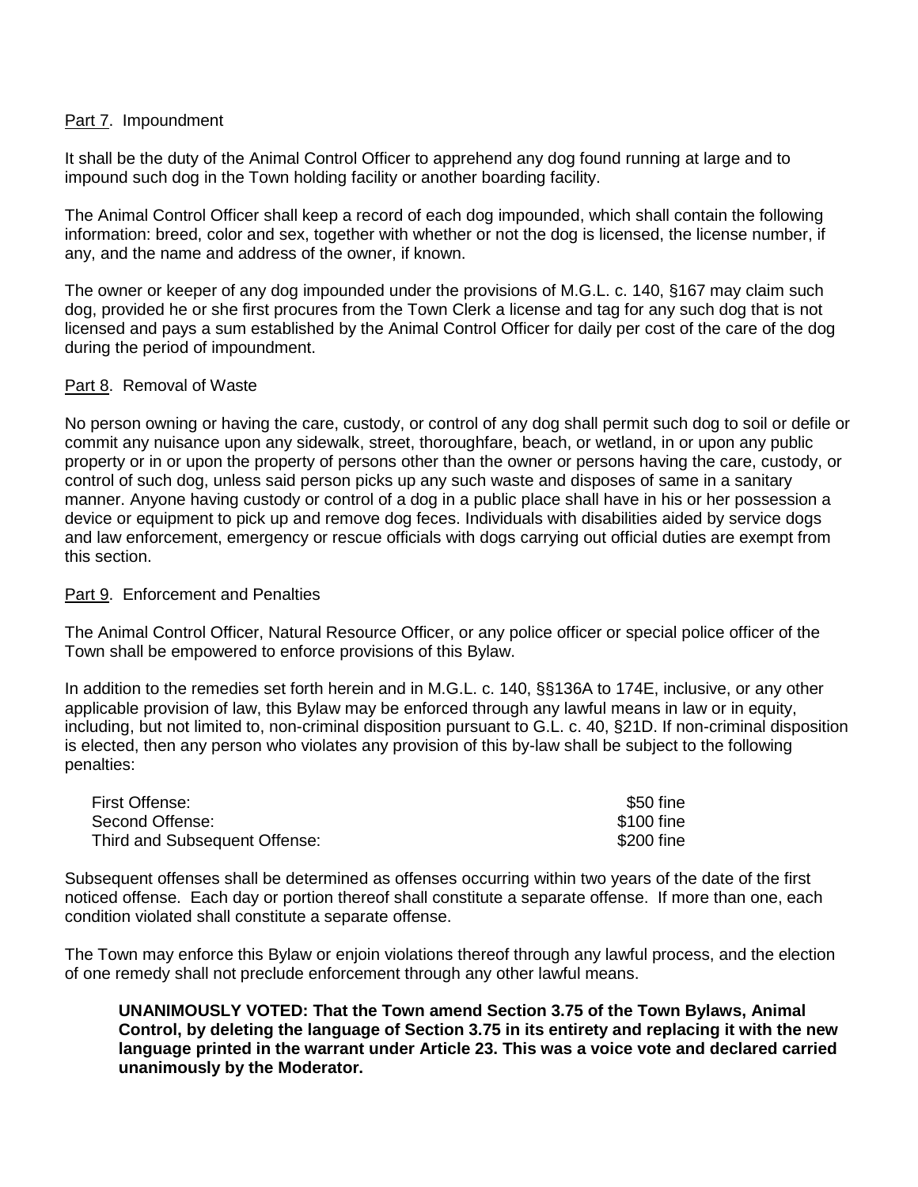Part 7. Impoundment

It shall be the duty of the Animal Control Officer to apprehend any dog found running at large and to impound such dog in the Town holding facility or another boarding facility.

The Animal Control Officer shall keep a record of each dog impounded, which shall contain the following information: breed, color and sex, together with whether or not the dog is licensed, the license number, if any, and the name and address of the owner, if known.

The owner or keeper of any dog impounded under the provisions of M.G.L. c. 140, §167 may claim such dog, provided he or she first procures from the Town Clerk a license and tag for any such dog that is not licensed and pays a sum established by the Animal Control Officer for daily per cost of the care of the dog during the period of impoundment.

Part 8. Removal of Waste

No person owning or having the care, custody, or control of any dog shall permit such dog to soil or defile or commit any nuisance upon any sidewalk, street, thoroughfare, beach, or wetland, in or upon any public property or in or upon the property of persons other than the owner or persons having the care, custody, or control of such dog, unless said person picks up any such waste and disposes of same in a sanitary manner. Anyone having custody or control of a dog in a public place shall have in his or her possession a device or equipment to pick up and remove dog feces. Individuals with disabilities aided by service dogs and law enforcement, emergency or rescue officials with dogs carrying out official duties are exempt from this section.

Part 9. Enforcement and Penalties

The Animal Control Officer, Natural Resource Officer, or any police officer or special police officer of the Town shall be empowered to enforce provisions of this Bylaw.

In addition to the remedies set forth herein and in M.G.L. c. 140, §§136A to 174E, inclusive, or any other applicable provision of law, this Bylaw may be enforced through any lawful means in law or in equity, including, but not limited to, non-criminal disposition pursuant to G.L. c. 40, §21D. If non-criminal disposition is elected, then any person who violates any provision of this by-law shall be subject to the following penalties:

| | |
|---|---|
| First Offense: | $50 fine |
| Second Offense: | $100 fine |
| Third and Subsequent Offense: | $200 fine |

Subsequent offenses shall be determined as offenses occurring within two years of the date of the first noticed offense. Each day or portion thereof shall constitute a separate offense. If more than one, each condition violated shall constitute a separate offense.

The Town may enforce this Bylaw or enjoin violations thereof through any lawful process, and the election of one remedy shall not preclude enforcement through any other lawful means.

**UNANIMOUSLY VOTED: That the Town amend Section 3.75 of the Town Bylaws, Animal Control, by deleting the language of Section 3.75 in its entirety and replacing it with the new language printed in the warrant under Article 23. This was a voice vote and declared carried unanimously by the Moderator.**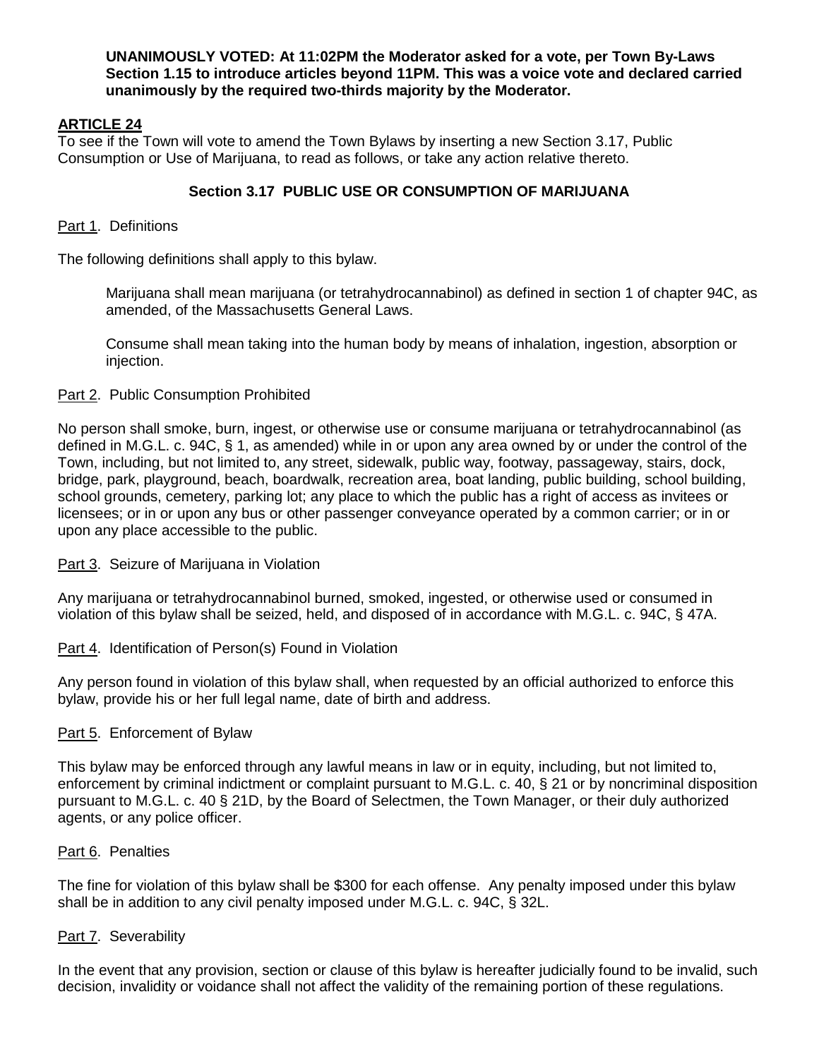**UNANIMOUSLY VOTED: At 11:02PM the Moderator asked for a vote, per Town By-Laws Section 1.15 to introduce articles beyond 11PM. This was a voice vote and declared carried unanimously by the required two-thirds majority by the Moderator.**

## ARTICLE 24

To see if the Town will vote to amend the Town Bylaws by inserting a new Section 3.17, Public Consumption or Use of Marijuana, to read as follows, or take any action relative thereto.

### Section 3.17 PUBLIC USE OR CONSUMPTION OF MARIJUANA

Part 1. Definitions

The following definitions shall apply to this bylaw.

> Marijuana shall mean marijuana (or tetrahydrocannabinol) as defined in section 1 of chapter 94C, as amended, of the Massachusetts General Laws.
>
> Consume shall mean taking into the human body by means of inhalation, ingestion, absorption or injection.

Part 2. Public Consumption Prohibited

No person shall smoke, burn, ingest, or otherwise use or consume marijuana or tetrahydrocannabinol (as defined in M.G.L. c. 94C, § 1, as amended) while in or upon any area owned by or under the control of the Town, including, but not limited to, any street, sidewalk, public way, footway, passageway, stairs, dock, bridge, park, playground, beach, boardwalk, recreation area, boat landing, public building, school building, school grounds, cemetery, parking lot; any place to which the public has a right of access as invitees or licensees; or in or upon any bus or other passenger conveyance operated by a common carrier; or in or upon any place accessible to the public.

Part 3. Seizure of Marijuana in Violation

Any marijuana or tetrahydrocannabinol burned, smoked, ingested, or otherwise used or consumed in violation of this bylaw shall be seized, held, and disposed of in accordance with M.G.L. c. 94C, § 47A.

Part 4. Identification of Person(s) Found in Violation

Any person found in violation of this bylaw shall, when requested by an official authorized to enforce this bylaw, provide his or her full legal name, date of birth and address.

Part 5. Enforcement of Bylaw

This bylaw may be enforced through any lawful means in law or in equity, including, but not limited to, enforcement by criminal indictment or complaint pursuant to M.G.L. c. 40, § 21 or by noncriminal disposition pursuant to M.G.L. c. 40 § 21D, by the Board of Selectmen, the Town Manager, or their duly authorized agents, or any police officer.

Part 6. Penalties

The fine for violation of this bylaw shall be $300 for each offense. Any penalty imposed under this bylaw shall be in addition to any civil penalty imposed under M.G.L. c. 94C, § 32L.

Part 7. Severability

In the event that any provision, section or clause of this bylaw is hereafter judicially found to be invalid, such decision, invalidity or voidance shall not affect the validity of the remaining portion of these regulations.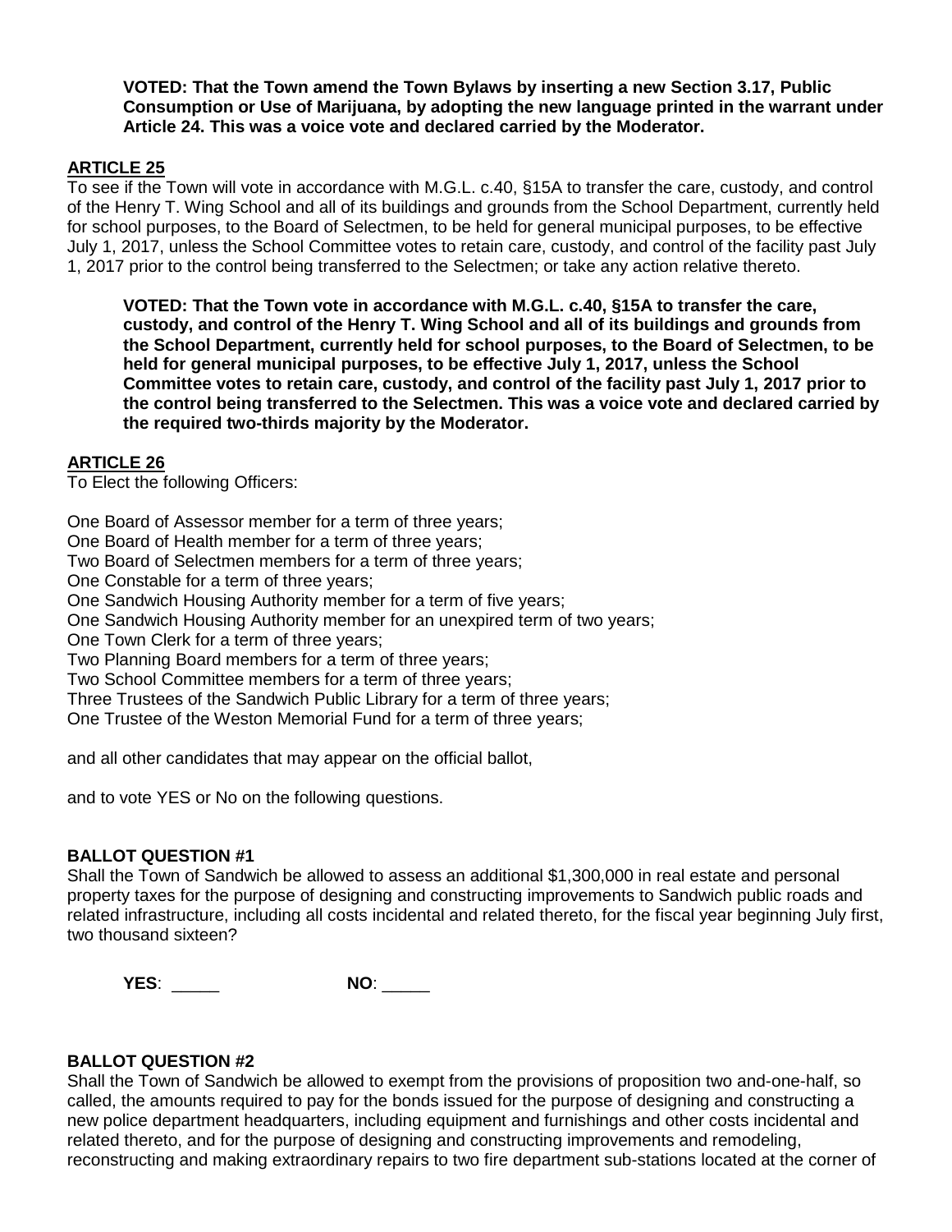**VOTED: That the Town amend the Town Bylaws by inserting a new Section 3.17, Public Consumption or Use of Marijuana, by adopting the new language printed in the warrant under Article 24. This was a voice vote and declared carried by the Moderator.**

## ARTICLE 25

To see if the Town will vote in accordance with M.G.L. c.40, §15A to transfer the care, custody, and control of the Henry T. Wing School and all of its buildings and grounds from the School Department, currently held for school purposes, to the Board of Selectmen, to be held for general municipal purposes, to be effective July 1, 2017, unless the School Committee votes to retain care, custody, and control of the facility past July 1, 2017 prior to the control being transferred to the Selectmen; or take any action relative thereto.

**VOTED: That the Town vote in accordance with M.G.L. c.40, §15A to transfer the care, custody, and control of the Henry T. Wing School and all of its buildings and grounds from the School Department, currently held for school purposes, to the Board of Selectmen, to be held for general municipal purposes, to be effective July 1, 2017, unless the School Committee votes to retain care, custody, and control of the facility past July 1, 2017 prior to the control being transferred to the Selectmen. This was a voice vote and declared carried by the required two-thirds majority by the Moderator.**

## ARTICLE 26

To Elect the following Officers:

One Board of Assessor member for a term of three years;
One Board of Health member for a term of three years;
Two Board of Selectmen members for a term of three years;
One Constable for a term of three years;
One Sandwich Housing Authority member for a term of five years;
One Sandwich Housing Authority member for an unexpired term of two years;
One Town Clerk for a term of three years;
Two Planning Board members for a term of three years;
Two School Committee members for a term of three years;
Three Trustees of the Sandwich Public Library for a term of three years;
One Trustee of the Weston Memorial Fund for a term of three years;

and all other candidates that may appear on the official ballot,

and to vote YES or No on the following questions.

### BALLOT QUESTION #1

Shall the Town of Sandwich be allowed to assess an additional $1,300,000 in real estate and personal property taxes for the purpose of designing and constructing improvements to Sandwich public roads and related infrastructure, including all costs incidental and related thereto, for the fiscal year beginning July first, two thousand sixteen?

**YES**: _____ **NO**: _____

### BALLOT QUESTION #2

Shall the Town of Sandwich be allowed to exempt from the provisions of proposition two and-one-half, so called, the amounts required to pay for the bonds issued for the purpose of designing and constructing a new police department headquarters, including equipment and furnishings and other costs incidental and related thereto, and for the purpose of designing and constructing improvements and remodeling, reconstructing and making extraordinary repairs to two fire department sub-stations located at the corner of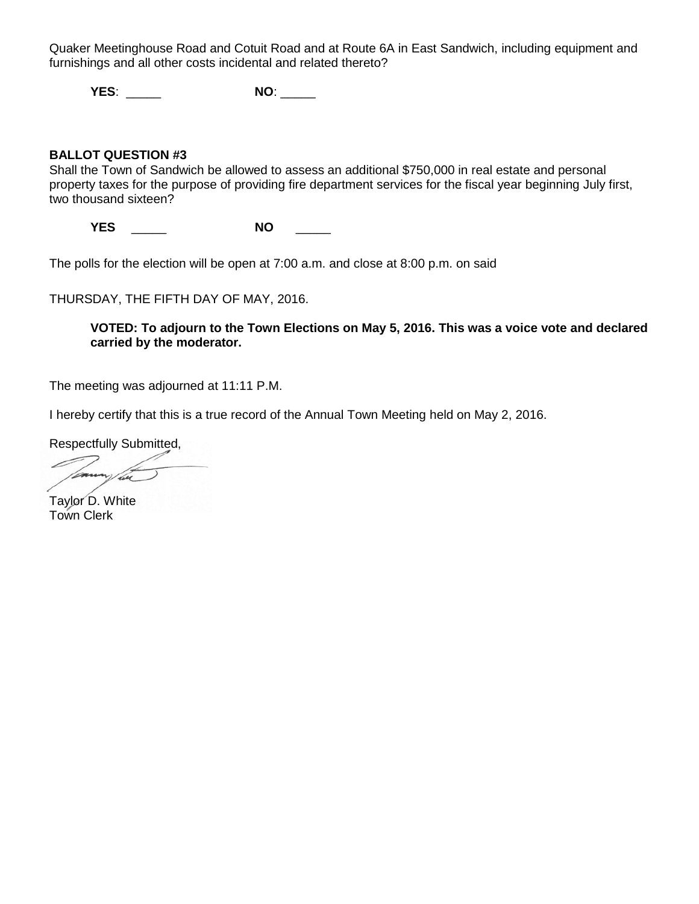Quaker Meetinghouse Road and Cotuit Road and at Route 6A in East Sandwich, including equipment and furnishings and all other costs incidental and related thereto?

**YES**: _____ **NO**: _____

**BALLOT QUESTION #3**

Shall the Town of Sandwich be allowed to assess an additional $750,000 in real estate and personal property taxes for the purpose of providing fire department services for the fiscal year beginning July first, two thousand sixteen?

**YES** _____ **NO** _____

The polls for the election will be open at 7:00 a.m. and close at 8:00 p.m. on said

THURSDAY, THE FIFTH DAY OF MAY, 2016.

**VOTED: To adjourn to the Town Elections on May 5, 2016. This was a voice vote and declared carried by the moderator.**

The meeting was adjourned at 11:11 P.M.

I hereby certify that this is a true record of the Annual Town Meeting held on May 2, 2016.

Respectfully Submitted,

Taylor D. White
Town Clerk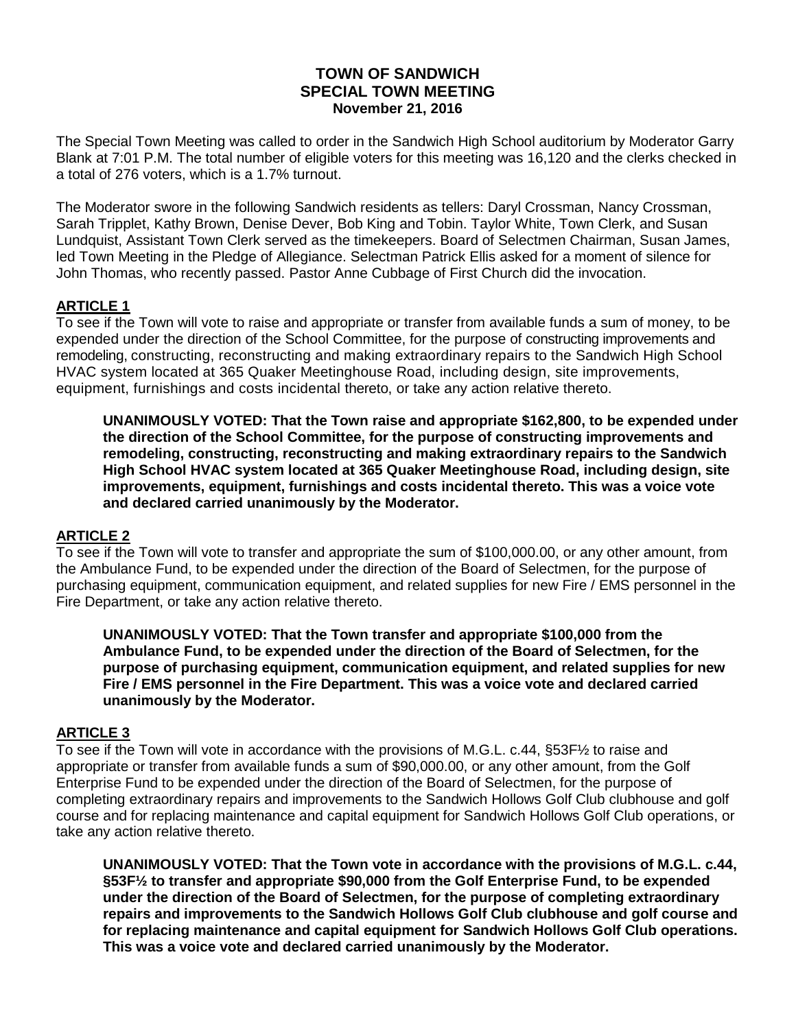# TOWN OF SANDWICH
## SPECIAL TOWN MEETING
### November 21, 2016

The Special Town Meeting was called to order in the Sandwich High School auditorium by Moderator Garry Blank at 7:01 P.M. The total number of eligible voters for this meeting was 16,120 and the clerks checked in a total of 276 voters, which is a 1.7% turnout.

The Moderator swore in the following Sandwich residents as tellers: Daryl Crossman, Nancy Crossman, Sarah Tripplet, Kathy Brown, Denise Dever, Bob King and Tobin. Taylor White, Town Clerk, and Susan Lundquist, Assistant Town Clerk served as the timekeepers. Board of Selectmen Chairman, Susan James, led Town Meeting in the Pledge of Allegiance. Selectman Patrick Ellis asked for a moment of silence for John Thomas, who recently passed. Pastor Anne Cubbage of First Church did the invocation.

## ARTICLE 1

To see if the Town will vote to raise and appropriate or transfer from available funds a sum of money, to be expended under the direction of the School Committee, for the purpose of constructing improvements and remodeling, constructing, reconstructing and making extraordinary repairs to the Sandwich High School HVAC system located at 365 Quaker Meetinghouse Road, including design, site improvements, equipment, furnishings and costs incidental thereto, or take any action relative thereto.

> **UNANIMOUSLY VOTED: That the Town raise and appropriate $162,800, to be expended under the direction of the School Committee, for the purpose of constructing improvements and remodeling, constructing, reconstructing and making extraordinary repairs to the Sandwich High School HVAC system located at 365 Quaker Meetinghouse Road, including design, site improvements, equipment, furnishings and costs incidental thereto. This was a voice vote and declared carried unanimously by the Moderator.**

## ARTICLE 2

To see if the Town will vote to transfer and appropriate the sum of $100,000.00, or any other amount, from the Ambulance Fund, to be expended under the direction of the Board of Selectmen, for the purpose of purchasing equipment, communication equipment, and related supplies for new Fire / EMS personnel in the Fire Department, or take any action relative thereto.

> **UNANIMOUSLY VOTED: That the Town transfer and appropriate $100,000 from the Ambulance Fund, to be expended under the direction of the Board of Selectmen, for the purpose of purchasing equipment, communication equipment, and related supplies for new Fire / EMS personnel in the Fire Department. This was a voice vote and declared carried unanimously by the Moderator.**

## ARTICLE 3

To see if the Town will vote in accordance with the provisions of M.G.L. c.44, §53F½ to raise and appropriate or transfer from available funds a sum of $90,000.00, or any other amount, from the Golf Enterprise Fund to be expended under the direction of the Board of Selectmen, for the purpose of completing extraordinary repairs and improvements to the Sandwich Hollows Golf Club clubhouse and golf course and for replacing maintenance and capital equipment for Sandwich Hollows Golf Club operations, or take any action relative thereto.

> **UNANIMOUSLY VOTED: That the Town vote in accordance with the provisions of M.G.L. c.44, §53F½ to transfer and appropriate $90,000 from the Golf Enterprise Fund, to be expended under the direction of the Board of Selectmen, for the purpose of completing extraordinary repairs and improvements to the Sandwich Hollows Golf Club clubhouse and golf course and for replacing maintenance and capital equipment for Sandwich Hollows Golf Club operations. This was a voice vote and declared carried unanimously by the Moderator.**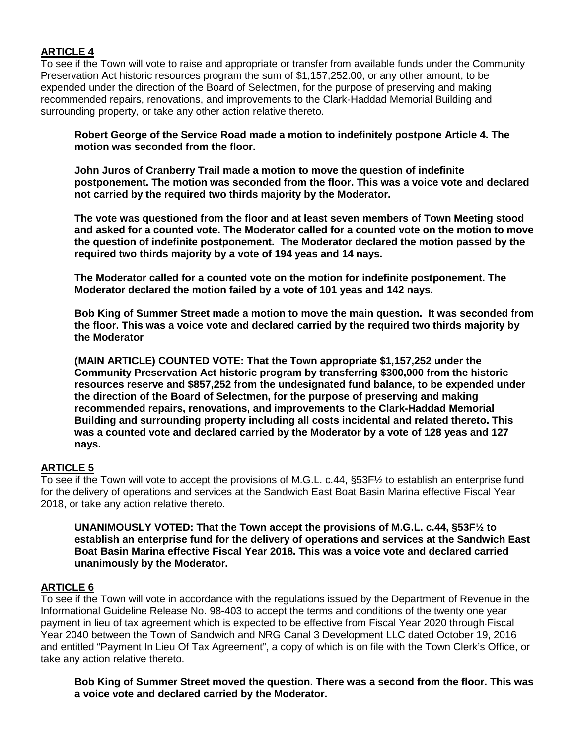## ARTICLE 4

To see if the Town will vote to raise and appropriate or transfer from available funds under the Community Preservation Act historic resources program the sum of $1,157,252.00, or any other amount, to be expended under the direction of the Board of Selectmen, for the purpose of preserving and making recommended repairs, renovations, and improvements to the Clark-Haddad Memorial Building and surrounding property, or take any other action relative thereto.

**Robert George of the Service Road made a motion to indefinitely postpone Article 4. The motion was seconded from the floor.**

**John Juros of Cranberry Trail made a motion to move the question of indefinite postponement. The motion was seconded from the floor. This was a voice vote and declared not carried by the required two thirds majority by the Moderator.**

**The vote was questioned from the floor and at least seven members of Town Meeting stood and asked for a counted vote. The Moderator called for a counted vote on the motion to move the question of indefinite postponement. The Moderator declared the motion passed by the required two thirds majority by a vote of 194 yeas and 14 nays.**

**The Moderator called for a counted vote on the motion for indefinite postponement. The Moderator declared the motion failed by a vote of 101 yeas and 142 nays.**

**Bob King of Summer Street made a motion to move the main question. It was seconded from the floor. This was a voice vote and declared carried by the required two thirds majority by the Moderator**

**(MAIN ARTICLE) COUNTED VOTE: That the Town appropriate $1,157,252 under the Community Preservation Act historic program by transferring $300,000 from the historic resources reserve and $857,252 from the undesignated fund balance, to be expended under the direction of the Board of Selectmen, for the purpose of preserving and making recommended repairs, renovations, and improvements to the Clark-Haddad Memorial Building and surrounding property including all costs incidental and related thereto. This was a counted vote and declared carried by the Moderator by a vote of 128 yeas and 127 nays.**

## ARTICLE 5

To see if the Town will vote to accept the provisions of M.G.L. c.44, §53F½ to establish an enterprise fund for the delivery of operations and services at the Sandwich East Boat Basin Marina effective Fiscal Year 2018, or take any action relative thereto.

**UNANIMOUSLY VOTED: That the Town accept the provisions of M.G.L. c.44, §53F½ to establish an enterprise fund for the delivery of operations and services at the Sandwich East Boat Basin Marina effective Fiscal Year 2018. This was a voice vote and declared carried unanimously by the Moderator.**

## ARTICLE 6

To see if the Town will vote in accordance with the regulations issued by the Department of Revenue in the Informational Guideline Release No. 98-403 to accept the terms and conditions of the twenty one year payment in lieu of tax agreement which is expected to be effective from Fiscal Year 2020 through Fiscal Year 2040 between the Town of Sandwich and NRG Canal 3 Development LLC dated October 19, 2016 and entitled "Payment In Lieu Of Tax Agreement", a copy of which is on file with the Town Clerk's Office, or take any action relative thereto.

**Bob King of Summer Street moved the question. There was a second from the floor. This was a voice vote and declared carried by the Moderator.**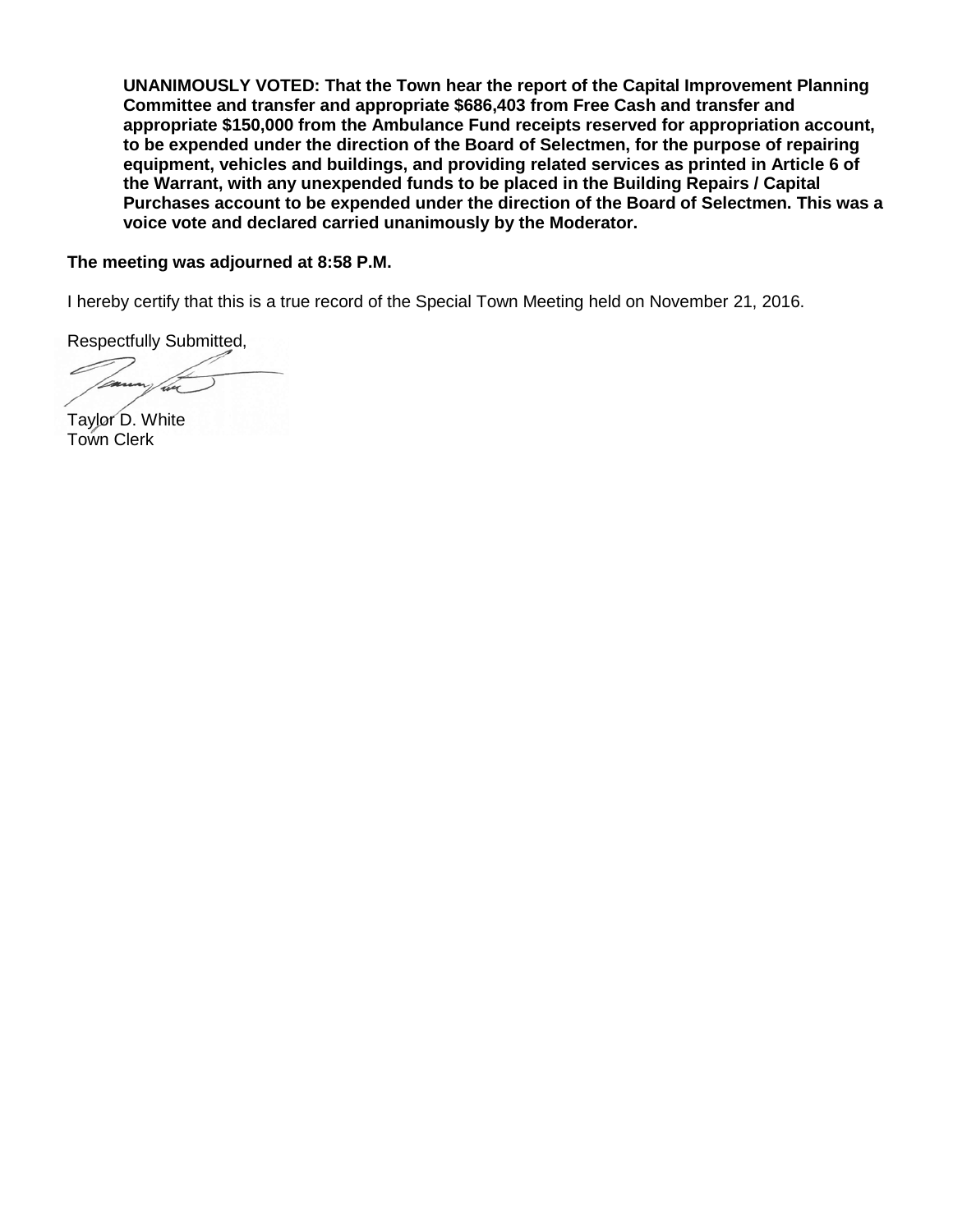**UNANIMOUSLY VOTED: That the Town hear the report of the Capital Improvement Planning Committee and transfer and appropriate $686,403 from Free Cash and transfer and appropriate $150,000 from the Ambulance Fund receipts reserved for appropriation account, to be expended under the direction of the Board of Selectmen, for the purpose of repairing equipment, vehicles and buildings, and providing related services as printed in Article 6 of the Warrant, with any unexpended funds to be placed in the Building Repairs / Capital Purchases account to be expended under the direction of the Board of Selectmen. This was a voice vote and declared carried unanimously by the Moderator.**

**The meeting was adjourned at 8:58 P.M.**

I hereby certify that this is a true record of the Special Town Meeting held on November 21, 2016.

Respectfully Submitted,

Taylor D. White
Town Clerk